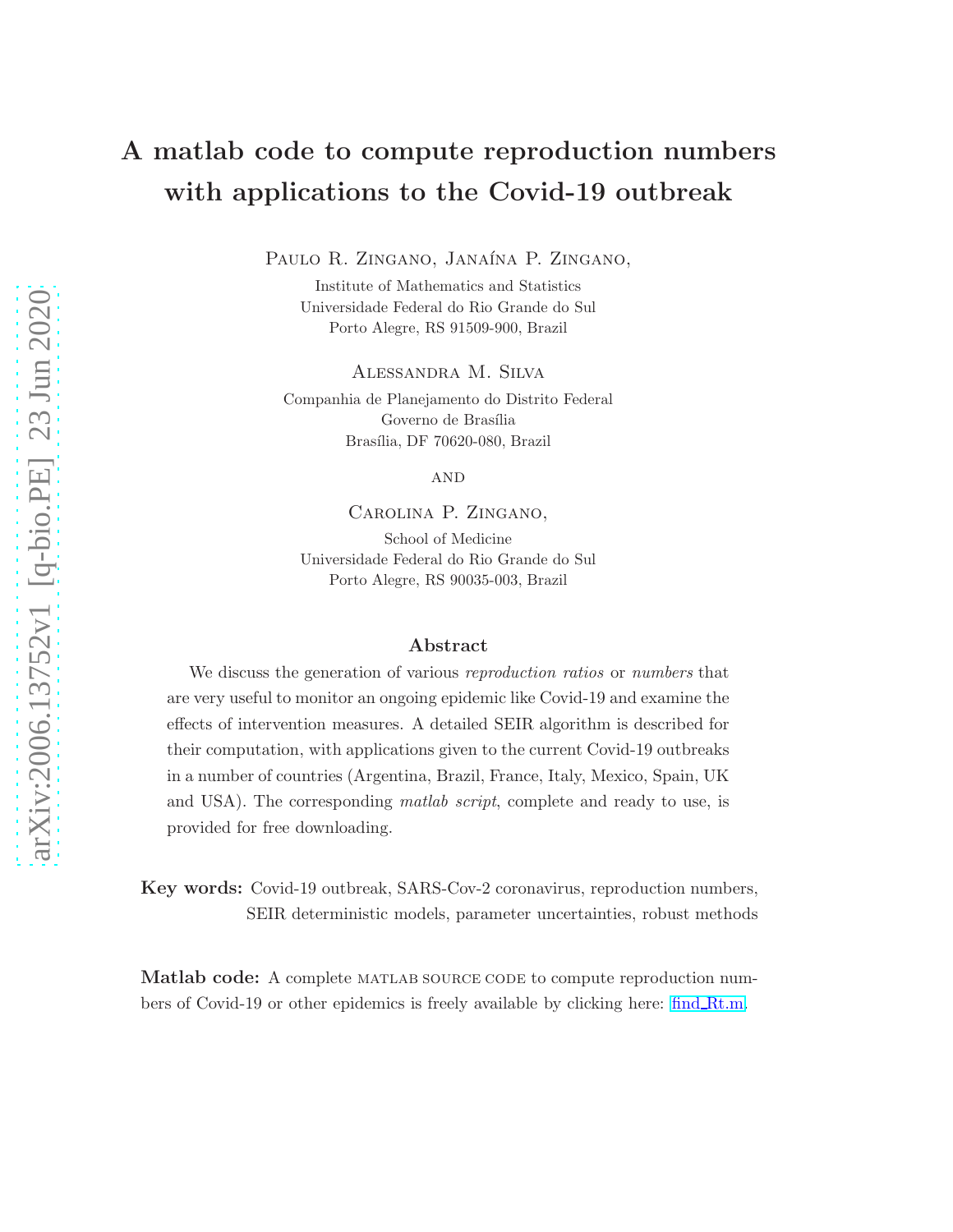# A matlab code to compute reproduction numbers with applications to the Covid-19 outbreak

Paulo R. Zingano, Janaína P. Zingano,

Institute of Mathematics and Statistics
Universidade Federal do Rio Grande do Sul
Porto Alegre, RS 91509-900, Brazil

Alessandra M. Silva

Companhia de Planejamento do Distrito Federal
Governo de Brasília
Brasília, DF 70620-080, Brazil

and

Carolina P. Zingano,

School of Medicine
Universidade Federal do Rio Grande do Sul
Porto Alegre, RS 90035-003, Brazil

## Abstract

We discuss the generation of various *reproduction ratios* or *numbers* that are very useful to monitor an ongoing epidemic like Covid-19 and examine the effects of intervention measures. A detailed SEIR algorithm is described for their computation, with applications given to the current Covid-19 outbreaks in a number of countries (Argentina, Brazil, France, Italy, Mexico, Spain, UK and USA). The corresponding *matlab script*, complete and ready to use, is provided for free downloading.

**Key words:** Covid-19 outbreak, SARS-Cov-2 coronavirus, reproduction numbers, SEIR deterministic models, parameter uncertainties, robust methods

**Matlab code:** A complete MATLAB SOURCE CODE to compute reproduction numbers of Covid-19 or other epidemics is freely available by clicking here: find_Rt.m.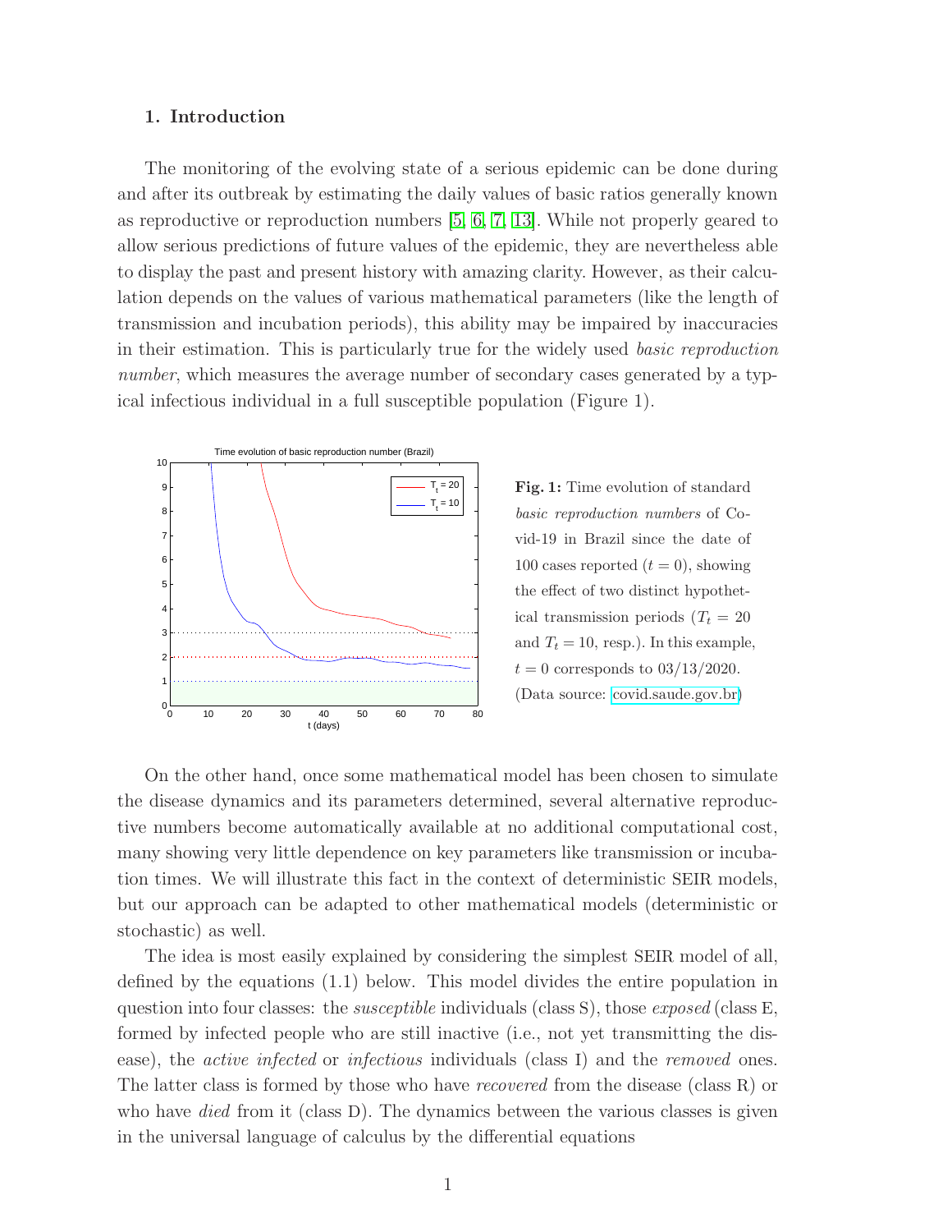## 1. Introduction

The monitoring of the evolving state of a serious epidemic can be done during and after its outbreak by estimating the daily values of basic ratios generally known as reproductive or reproduction numbers [5, 6, 7, 13]. While not properly geared to allow serious predictions of future values of the epidemic, they are nevertheless able to display the past and present history with amazing clarity. However, as their calculation depends on the values of various mathematical parameters (like the length of transmission and incubation periods), this ability may be impaired by inaccuracies in their estimation. This is particularly true for the widely used *basic reproduction number*, which measures the average number of secondary cases generated by a typical infectious individual in a full susceptible population (Figure 1).

**Fig. 1:** Time evolution of standard *basic reproduction numbers* of Covid-19 in Brazil since the date of 100 cases reported ($t = 0$), showing the effect of two distinct hypothetical transmission periods ($T_t = 20$ and $T_t = 10$, resp.). In this example, $t = 0$ corresponds to 03/13/2020. (Data source: covid.saude.gov.br)

On the other hand, once some mathematical model has been chosen to simulate the disease dynamics and its parameters determined, several alternative reproductive numbers become automatically available at no additional computational cost, many showing very little dependence on key parameters like transmission or incubation times. We will illustrate this fact in the context of deterministic SEIR models, but our approach can be adapted to other mathematical models (deterministic or stochastic) as well.

The idea is most easily explained by considering the simplest SEIR model of all, defined by the equations (1.1) below. This model divides the entire population in question into four classes: the *susceptible* individuals (class S), those *exposed* (class E, formed by infected people who are still inactive (i.e., not yet transmitting the disease), the *active infected* or *infectious* individuals (class I) and the *removed* ones. The latter class is formed by those who have *recovered* from the disease (class R) or who have *died* from it (class D). The dynamics between the various classes is given in the universal language of calculus by the differential equations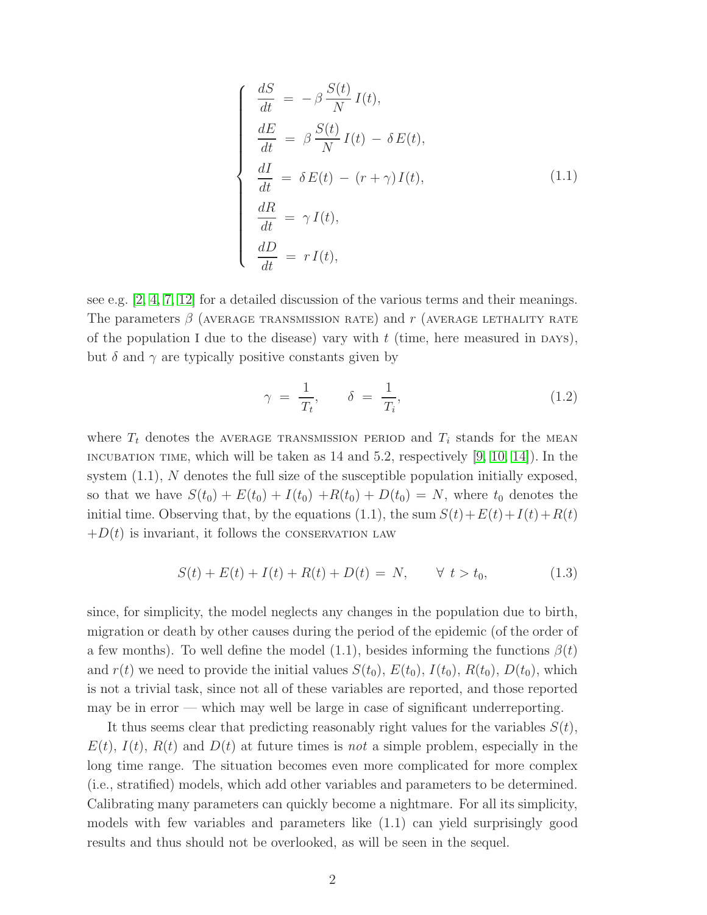$$
\left\{
\begin{aligned}
\frac{dS}{dt} &= -\beta \frac{S(t)}{N} I(t), \\
\frac{dE}{dt} &= \beta \frac{S(t)}{N} I(t) - \delta E(t), \\
\frac{dI}{dt} &= \delta E(t) - (r + \gamma) I(t), \\
\frac{dR}{dt} &= \gamma I(t), \\
\frac{dD}{dt} &= r I(t),
\end{aligned}
\right.
\tag{1.1}
$$

see e.g. [2, 4, 7, 12] for a detailed discussion of the various terms and their meanings. The parameters $\beta$ (AVERAGE TRANSMISSION RATE) and $r$ (AVERAGE LETHALITY RATE of the population I due to the disease) vary with $t$ (time, here measured in DAYS), but $\delta$ and $\gamma$ are typically positive constants given by

$$
\gamma = \frac{1}{T_t}, \qquad \delta = \frac{1}{T_i}, \tag{1.2}
$$

where $T_t$ denotes the AVERAGE TRANSMISSION PERIOD and $T_i$ stands for the MEAN INCUBATION TIME, which will be taken as 14 and 5.2, respectively [9, 10, 14]). In the system (1.1), $N$ denotes the full size of the susceptible population initially exposed, so that we have $S(t_0) + E(t_0) + I(t_0) + R(t_0) + D(t_0) = N$, where $t_0$ denotes the initial time. Observing that, by the equations (1.1), the sum $S(t) + E(t) + I(t) + R(t) + D(t)$ is invariant, it follows the CONSERVATION LAW

$$
S(t) + E(t) + I(t) + R(t) + D(t) = N, \qquad \forall\ t > t_0, \tag{1.3}
$$

since, for simplicity, the model neglects any changes in the population due to birth, migration or death by other causes during the period of the epidemic (of the order of a few months). To well define the model (1.1), besides informing the functions $\beta(t)$ and $r(t)$ we need to provide the initial values $S(t_0)$, $E(t_0)$, $I(t_0)$, $R(t_0)$, $D(t_0)$, which is not a trivial task, since not all of these variables are reported, and those reported may be in error — which may well be large in case of significant underreporting.

It thus seems clear that predicting reasonably right values for the variables $S(t)$, $E(t)$, $I(t)$, $R(t)$ and $D(t)$ at future times is *not* a simple problem, especially in the long time range. The situation becomes even more complicated for more complex (i.e., stratified) models, which add other variables and parameters to be determined. Calibrating many parameters can quickly become a nightmare. For all its simplicity, models with few variables and parameters like (1.1) can yield surprisingly good results and thus should not be overlooked, as will be seen in the sequel.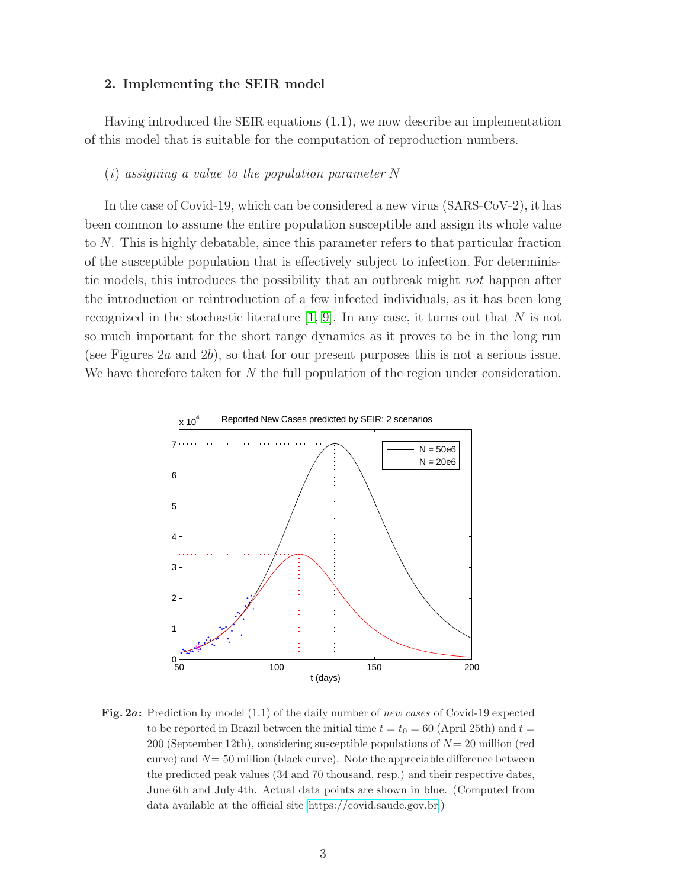## 2. Implementing the SEIR model

Having introduced the SEIR equations (1.1), we now describe an implementation of this model that is suitable for the computation of reproduction numbers.

(*i*) *assigning a value to the population parameter N*

In the case of Covid-19, which can be considered a new virus (SARS-CoV-2), it has been common to assume the entire population susceptible and assign its whole value to $N$. This is highly debatable, since this parameter refers to that particular fraction of the susceptible population that is effectively subject to infection. For deterministic models, this introduces the possibility that an outbreak might *not* happen after the introduction or reintroduction of a few infected individuals, as it has been long recognized in the stochastic literature [1, 9]. In any case, it turns out that $N$ is not so much important for the short range dynamics as it proves to be in the long run (see Figures 2*a* and 2*b*), so that for our present purposes this is not a serious issue. We have therefore taken for $N$ the full population of the region under consideration.

**Fig. 2*a*:** Prediction by model (1.1) of the daily number of *new cases* of Covid-19 expected to be reported in Brazil between the initial time $t = t_0 = 60$ (April 25th) and $t = 200$ (September 12th), considering susceptible populations of $N =$ 20 million (red curve) and $N =$ 50 million (black curve). Note the appreciable difference between the predicted peak values (34 and 70 thousand, resp.) and their respective dates, June 6th and July 4th. Actual data points are shown in blue. (Computed from data available at the official site https://covid.saude.gov.br.)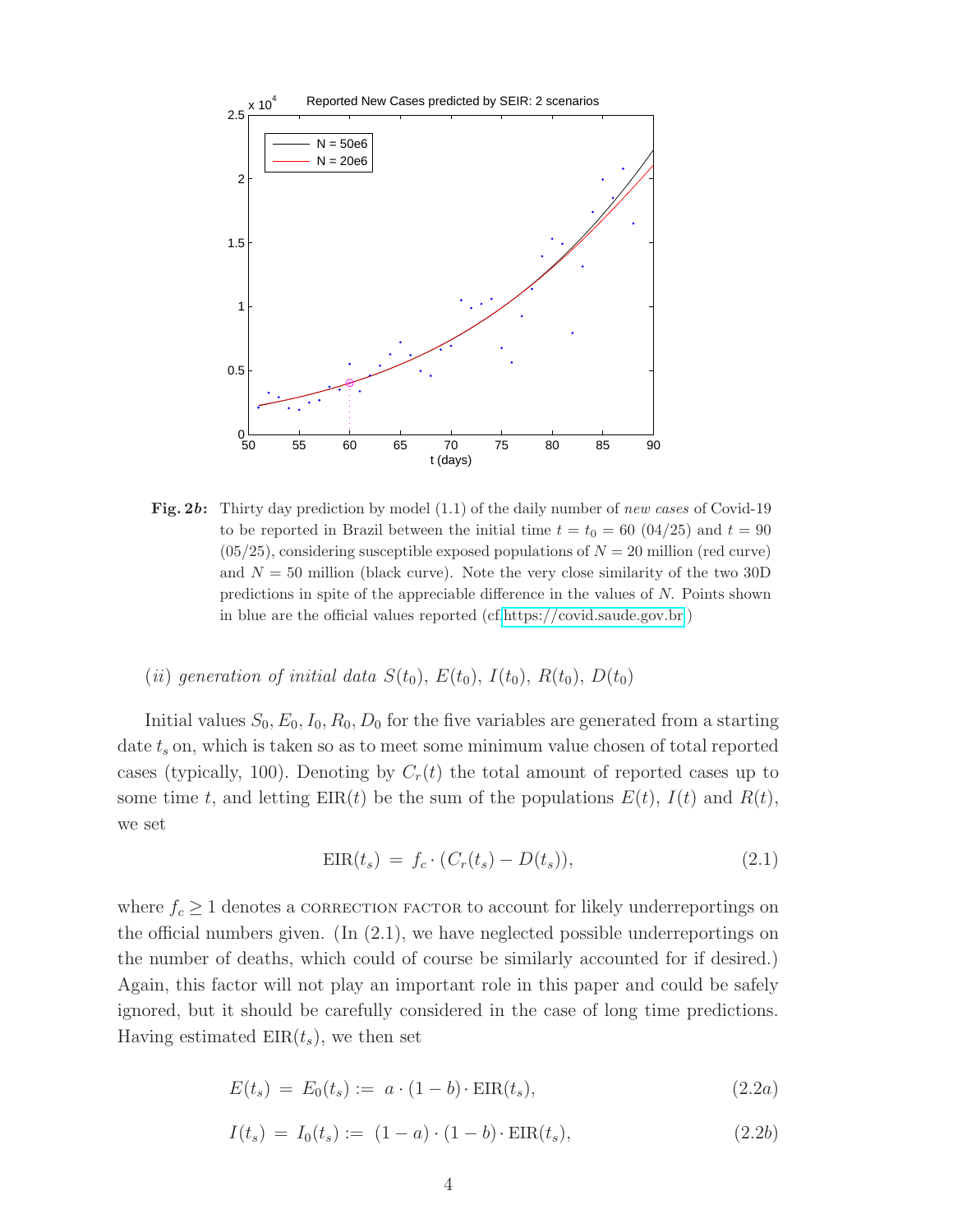Reported New Cases predicted by SEIR: 2 scenarios

**Fig. 2*b*:** Thirty day prediction by model (1.1) of the daily number of *new cases* of Covid-19 to be reported in Brazil between the initial time $t = t_0 = 60$ (04/25) and $t = 90$ (05/25), considering susceptible exposed populations of $N = 20$ million (red curve) and $N = 50$ million (black curve). Note the very close similarity of the two 30D predictions in spite of the appreciable difference in the values of $N$. Points shown in blue are the official values reported (cf. https://covid.saude.gov.br)

(*ii*) *generation of initial data* $S(t_0)$, $E(t_0)$, $I(t_0)$, $R(t_0)$, $D(t_0)$

Initial values $S_0, E_0, I_0, R_0, D_0$ for the five variables are generated from a starting date $t_s$ on, which is taken so as to meet some minimum value chosen of total reported cases (typically, 100). Denoting by $C_r(t)$ the total amount of reported cases up to some time $t$, and letting $\text{EIR}(t)$ be the sum of the populations $E(t)$, $I(t)$ and $R(t)$, we set

$$\text{EIR}(t_s) \;=\; f_c \cdot (C_r(t_s) - D(t_s)), \tag{2.1}$$

where $f_c \geq 1$ denotes a CORRECTION FACTOR to account for likely underreportings on the official numbers given. (In (2.1), we have neglected possible underreportings on the number of deaths, which could of course be similarly accounted for if desired.) Again, this factor will not play an important role in this paper and could be safely ignored, but it should be carefully considered in the case of long time predictions. Having estimated $\text{EIR}(t_s)$, we then set

$$E(t_s) \;=\; E_0(t_s) := \; a \cdot (1-b) \cdot \text{EIR}(t_s), \tag{2.2a}$$

$$I(t_s) \;=\; I_0(t_s) := \; (1-a) \cdot (1-b) \cdot \text{EIR}(t_s), \tag{2.2b}$$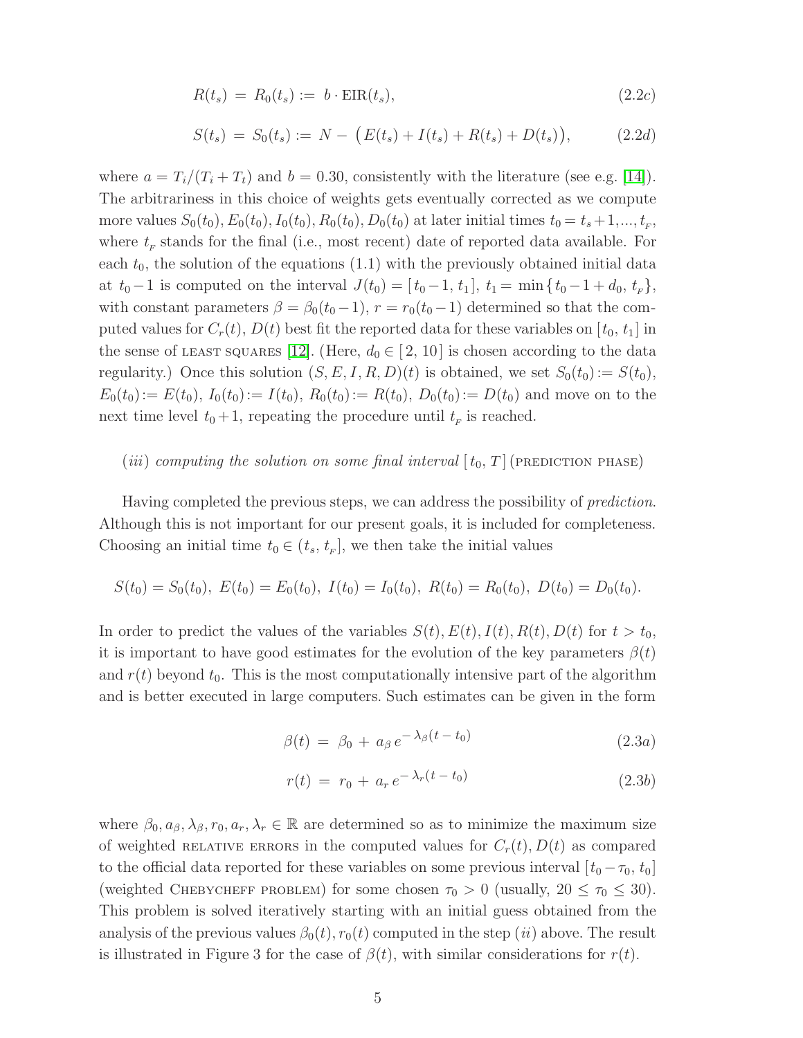$$R(t_s) \;=\; R_0(t_s) := \; b \cdot \mathrm{EIR}(t_s), \tag{2.2c}$$

$$S(t_s) \;=\; S_0(t_s) := \; N - \big(E(t_s) + I(t_s) + R(t_s) + D(t_s)\big), \tag{2.2d}$$

where $a = T_i/(T_i + T_t)$ and $b = 0.30$, consistently with the literature (see e.g. [14]). The arbitrariness in this choice of weights gets eventually corrected as we compute more values $S_0(t_0), E_0(t_0), I_0(t_0), R_0(t_0), D_0(t_0)$ at later initial times $t_0 = t_s + 1, ..., t_F$, where $t_F$ stands for the final (i.e., most recent) date of reported data available. For each $t_0$, the solution of the equations (1.1) with the previously obtained initial data at $t_0 - 1$ is computed on the interval $J(t_0) = [\, t_0 - 1, \, t_1]$, $t_1 = \min\{\, t_0 - 1 + d_0, \, t_F\}$, with constant parameters $\beta = \beta_0(t_0 - 1)$, $r = r_0(t_0 - 1)$ determined so that the computed values for $C_r(t)$, $D(t)$ best fit the reported data for these variables on $[\, t_0, \, t_1]$ in the sense of LEAST SQUARES [12]. (Here, $d_0 \in [\, 2, \, 10]$ is chosen according to the data regularity.) Once this solution $(S, E, I, R, D)(t)$ is obtained, we set $S_0(t_0) := S(t_0)$, $E_0(t_0) := E(t_0)$, $I_0(t_0) := I(t_0)$, $R_0(t_0) := R(t_0)$, $D_0(t_0) := D(t_0)$ and move on to the next time level $t_0 + 1$, repeating the procedure until $t_F$ is reached.

($iii$) *computing the solution on some final interval* $[\, t_0, \, T\,]$ (PREDICTION PHASE)

Having completed the previous steps, we can address the possibility of *prediction*. Although this is not important for our present goals, it is included for completeness. Choosing an initial time $t_0 \in (\, t_s, \, t_F]$, we then take the initial values

$$S(t_0) = S_0(t_0), \; E(t_0) = E_0(t_0), \; I(t_0) = I_0(t_0), \; R(t_0) = R_0(t_0), \; D(t_0) = D_0(t_0).$$

In order to predict the values of the variables $S(t), E(t), I(t), R(t), D(t)$ for $t > t_0$, it is important to have good estimates for the evolution of the key parameters $\beta(t)$ and $r(t)$ beyond $t_0$. This is the most computationally intensive part of the algorithm and is better executed in large computers. Such estimates can be given in the form

$$\beta(t) \;=\; \beta_0 \,+\, a_\beta \, e^{-\,\lambda_\beta (t \,-\, t_0)} \tag{2.3a}$$

$$r(t) \;=\; r_0 \,+\, a_r \, e^{-\,\lambda_r (t \,-\, t_0)} \tag{2.3b}$$

where $\beta_0, a_\beta, \lambda_\beta, r_0, a_r, \lambda_r \in \mathbb{R}$ are determined so as to minimize the maximum size of weighted RELATIVE ERRORS in the computed values for $C_r(t), D(t)$ as compared to the official data reported for these variables on some previous interval $[\, t_0 - \tau_0, \, t_0]$ (weighted CHEBYCHEFF PROBLEM) for some chosen $\tau_0 > 0$ (usually, $20 \le \tau_0 \le 30$). This problem is solved iteratively starting with an initial guess obtained from the analysis of the previous values $\beta_0(t), r_0(t)$ computed in the step ($ii$) above. The result is illustrated in Figure 3 for the case of $\beta(t)$, with similar considerations for $r(t)$.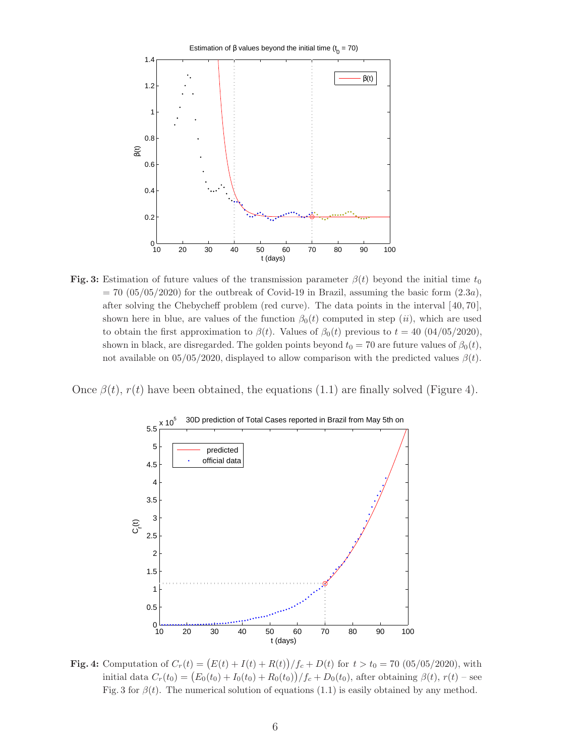**Fig. 3:** Estimation of future values of the transmission parameter $\beta(t)$ beyond the initial time $t_0 = 70$ (05/05/2020) for the outbreak of Covid-19 in Brazil, assuming the basic form (2.3$a$), after solving the Chebycheff problem (red curve). The data points in the interval $[40, 70]$, shown here in blue, are values of the function $\beta_0(t)$ computed in step ($ii$), which are used to obtain the first approximation to $\beta(t)$. Values of $\beta_0(t)$ previous to $t = 40$ (04/05/2020), shown in black, are disregarded. The golden points beyond $t_0 = 70$ are future values of $\beta_0(t)$, not available on 05/05/2020, displayed to allow comparison with the predicted values $\beta(t)$.

Once $\beta(t)$, $r(t)$ have been obtained, the equations (1.1) are finally solved (Figure 4).

**Fig. 4:** Computation of $C_r(t) = \big(E(t) + I(t) + R(t)\big)/f_c + D(t)$ for $t > t_0 = 70$ (05/05/2020), with initial data $C_r(t_0) = \big(E_0(t_0) + I_0(t_0) + R_0(t_0)\big)/f_c + D_0(t_0)$, after obtaining $\beta(t)$, $r(t)$ – see Fig. 3 for $\beta(t)$. The numerical solution of equations (1.1) is easily obtained by any method.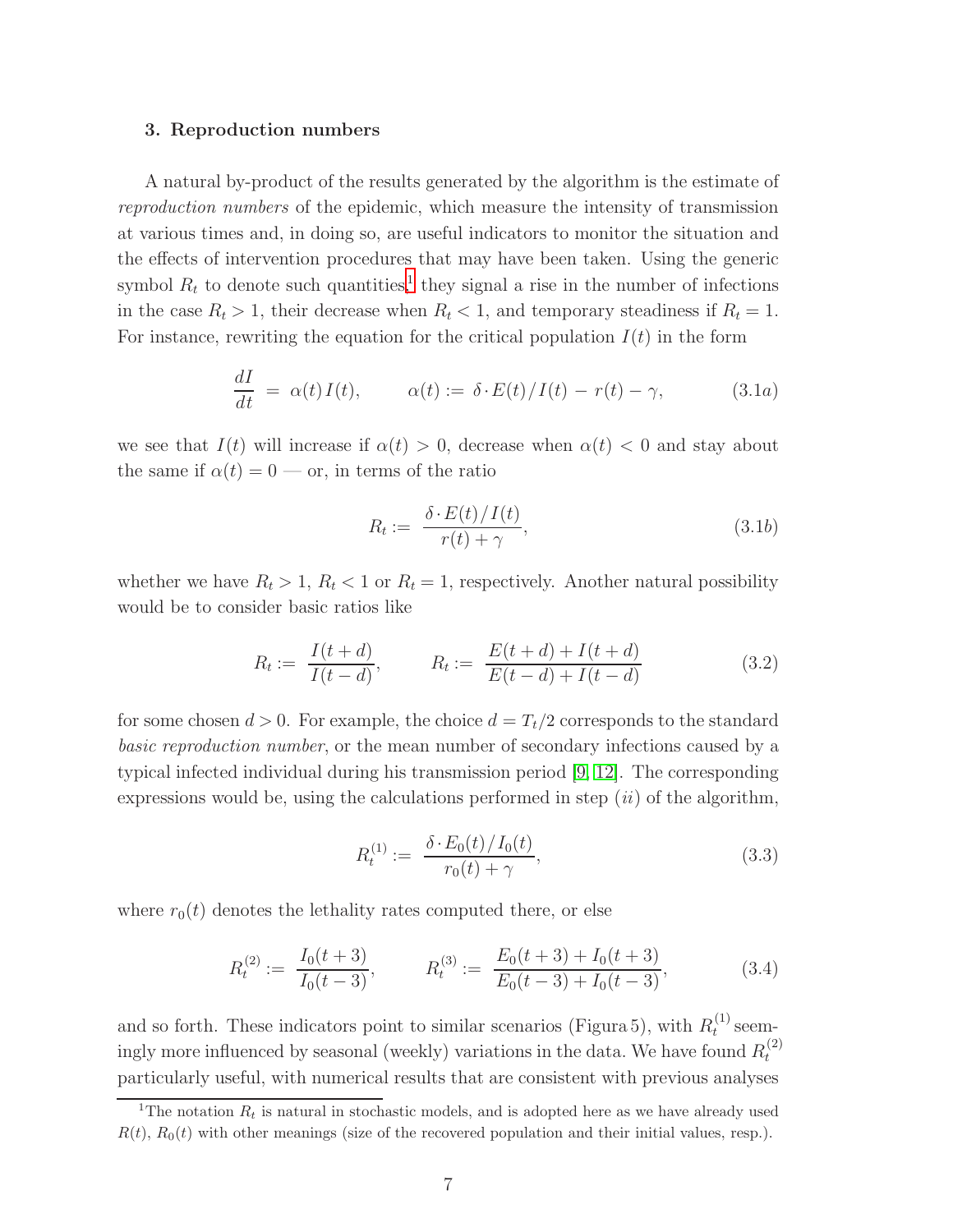### 3. Reproduction numbers

A natural by-product of the results generated by the algorithm is the estimate of *reproduction numbers* of the epidemic, which measure the intensity of transmission at various times and, in doing so, are useful indicators to monitor the situation and the effects of intervention procedures that may have been taken. Using the generic symbol $R_t$ to denote such quantities[1] they signal a rise in the number of infections in the case $R_t > 1$, their decrease when $R_t < 1$, and temporary steadiness if $R_t = 1$. For instance, rewriting the equation for the critical population $I(t)$ in the form

$$\frac{dI}{dt} \;=\; \alpha(t)\, I(t), \qquad \alpha(t) := \delta \cdot E(t)/I(t) \,-\, r(t) \,-\, \gamma, \tag{3.1a}$$

we see that $I(t)$ will increase if $\alpha(t) > 0$, decrease when $\alpha(t) < 0$ and stay about the same if $\alpha(t) = 0$ — or, in terms of the ratio

$$R_t := \frac{\delta \cdot E(t)/I(t)}{r(t) + \gamma}, \tag{3.1b}$$

whether we have $R_t > 1$, $R_t < 1$ or $R_t = 1$, respectively. Another natural possibility would be to consider basic ratios like

$$R_t := \frac{I(t+d)}{I(t-d)}, \qquad R_t := \frac{E(t+d) + I(t+d)}{E(t-d) + I(t-d)} \tag{3.2}$$

for some chosen $d > 0$. For example, the choice $d = T_t/2$ corresponds to the standard *basic reproduction number*, or the mean number of secondary infections caused by a typical infected individual during his transmission period [9, 12]. The corresponding expressions would be, using the calculations performed in step $(ii)$ of the algorithm,

$$R_t^{(1)} := \frac{\delta \cdot E_0(t)/I_0(t)}{r_0(t) + \gamma}, \tag{3.3}$$

where $r_0(t)$ denotes the lethality rates computed there, or else

$$R_t^{(2)} := \frac{I_0(t+3)}{I_0(t-3)}, \qquad R_t^{(3)} := \frac{E_0(t+3) + I_0(t+3)}{E_0(t-3) + I_0(t-3)}, \tag{3.4}$$

and so forth. These indicators point to similar scenarios (Figura 5), with $R_t^{(1)}$ seemingly more influenced by seasonal (weekly) variations in the data. We have found $R_t^{(2)}$ particularly useful, with numerical results that are consistent with previous analyses

[1] The notation $R_t$ is natural in stochastic models, and is adopted here as we have already used $R(t)$, $R_0(t)$ with other meanings (size of the recovered population and their initial values, resp.).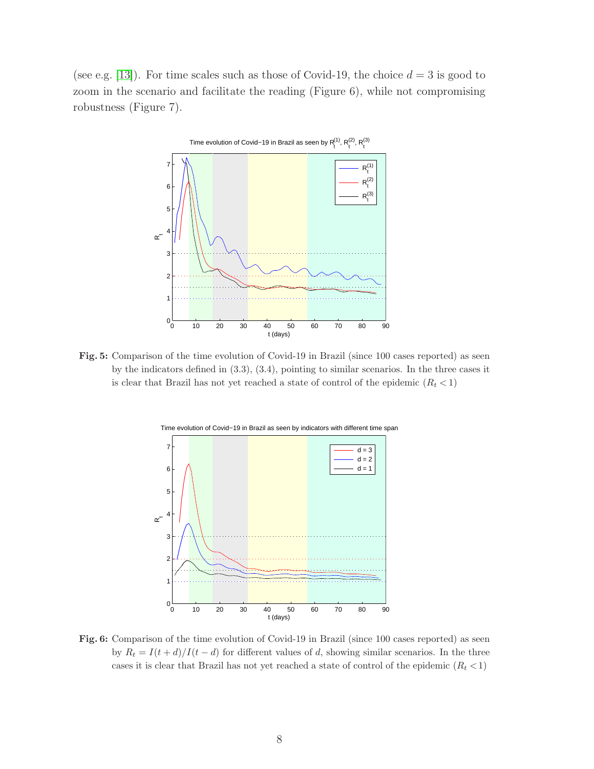(see e.g. [13]). For time scales such as those of Covid-19, the choice $d = 3$ is good to zoom in the scenario and facilitate the reading (Figure 6), while not compromising robustness (Figure 7).

**Fig. 5:** Comparison of the time evolution of Covid-19 in Brazil (since 100 cases reported) as seen by the indicators defined in (3.3), (3.4), pointing to similar scenarios. In the three cases it is clear that Brazil has not yet reached a state of control of the epidemic ($R_t < 1$)

**Fig. 6:** Comparison of the time evolution of Covid-19 in Brazil (since 100 cases reported) as seen by $R_t = I(t+d)/I(t-d)$ for different values of $d$, showing similar scenarios. In the three cases it is clear that Brazil has not yet reached a state of control of the epidemic ($R_t < 1$)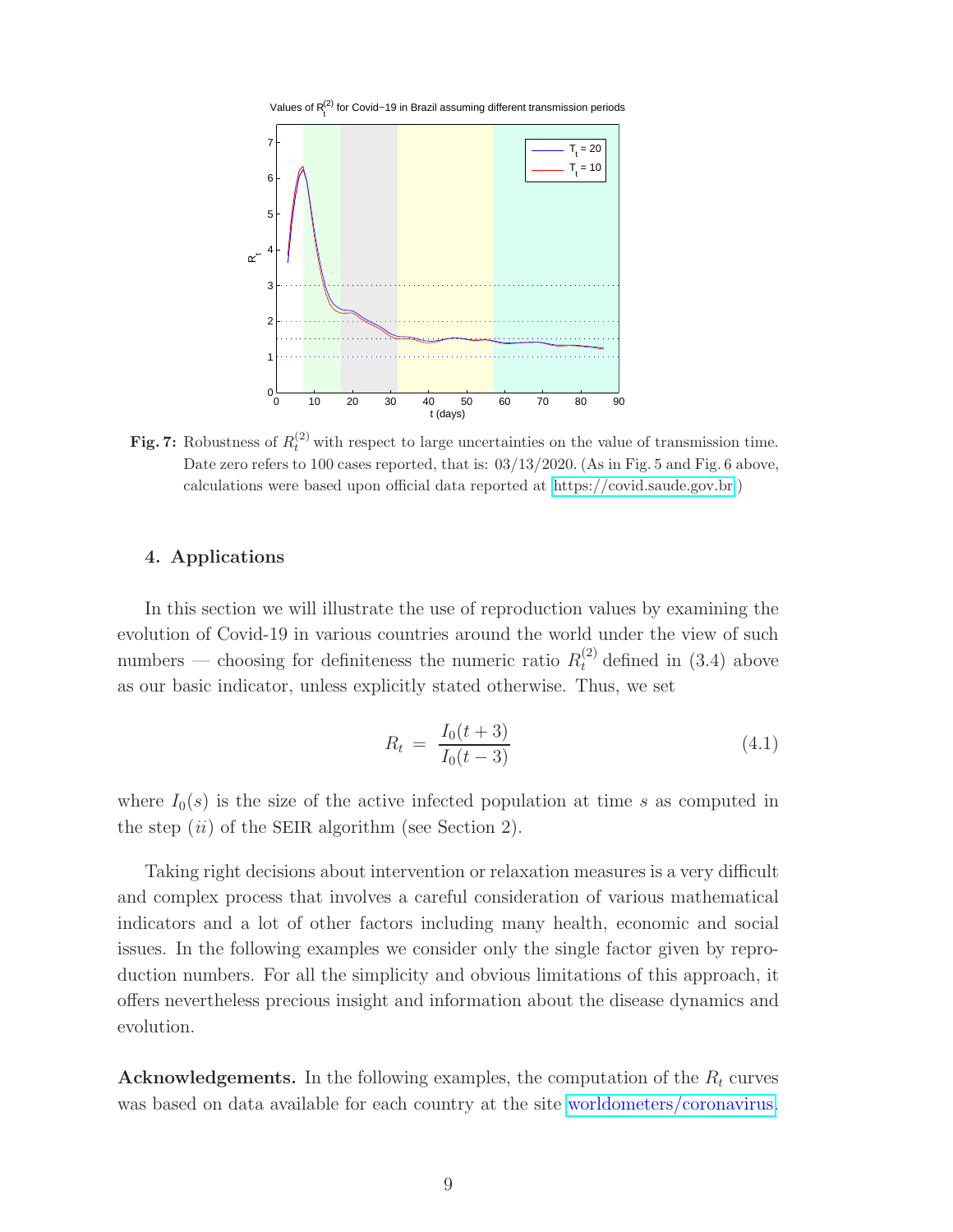**Fig. 7:** Robustness of $R_t^{(2)}$ with respect to large uncertainties on the value of transmission time. Date zero refers to 100 cases reported, that is: 03/13/2020. (As in Fig. 5 and Fig. 6 above, calculations were based upon official data reported at https://covid.saude.gov.br.)

## 4. Applications

In this section we will illustrate the use of reproduction values by examining the evolution of Covid-19 in various countries around the world under the view of such numbers — choosing for definiteness the numeric ratio $R_t^{(2)}$ defined in (3.4) above as our basic indicator, unless explicitly stated otherwise. Thus, we set

$$R_t = \frac{I_0(t+3)}{I_0(t-3)} \tag{4.1}$$

where $I_0(s)$ is the size of the active infected population at time $s$ as computed in the step $(ii)$ of the SEIR algorithm (see Section 2).

Taking right decisions about intervention or relaxation measures is a very difficult and complex process that involves a careful consideration of various mathematical indicators and a lot of other factors including many health, economic and social issues. In the following examples we consider only the single factor given by reproduction numbers. For all the simplicity and obvious limitations of this approach, it offers nevertheless precious insight and information about the disease dynamics and evolution.

**Acknowledgements.** In the following examples, the computation of the $R_t$ curves was based on data available for each country at the site worldometers/coronavirus.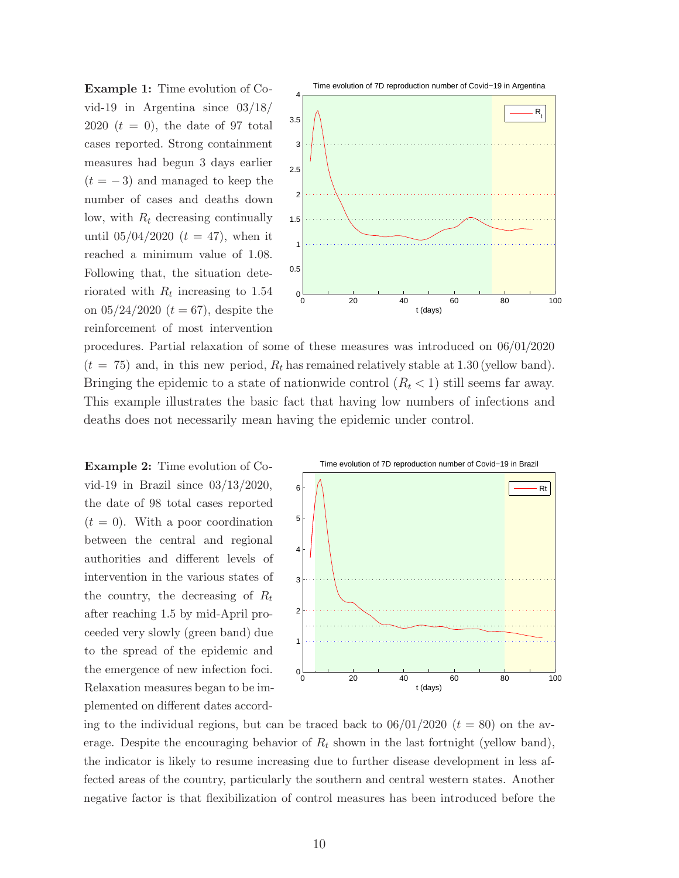**Example 1:** Time evolution of Covid-19 in Argentina since 03/18/2020 ($t = 0$), the date of 97 total cases reported. Strong containment measures had begun 3 days earlier ($t = -3$) and managed to keep the number of cases and deaths down low, with $R_t$ decreasing continually until 05/04/2020 ($t = 47$), when it reached a minimum value of 1.08. Following that, the situation deteriorated with $R_t$ increasing to 1.54 on 05/24/2020 ($t = 67$), despite the reinforcement of most intervention procedures. Partial relaxation of some of these measures was introduced on 06/01/2020 ($t = 75$) and, in this new period, $R_t$ has remained relatively stable at 1.30 (yellow band). Bringing the epidemic to a state of nationwide control ($R_t < 1$) still seems far away. This example illustrates the basic fact that having low numbers of infections and deaths does not necessarily mean having the epidemic under control.

**Example 2:** Time evolution of Covid-19 in Brazil since 03/13/2020, the date of 98 total cases reported ($t = 0$). With a poor coordination between the central and regional authorities and different levels of intervention in the various states of the country, the decreasing of $R_t$ after reaching 1.5 by mid-April proceeded very slowly (green band) due to the spread of the epidemic and the emergence of new infection foci. Relaxation measures began to be implemented on different dates according to the individual regions, but can be traced back to 06/01/2020 ($t = 80$) on the average. Despite the encouraging behavior of $R_t$ shown in the last fortnight (yellow band), the indicator is likely to resume increasing due to further disease development in less affected areas of the country, particularly the southern and central western states. Another negative factor is that flexibilization of control measures has been introduced before the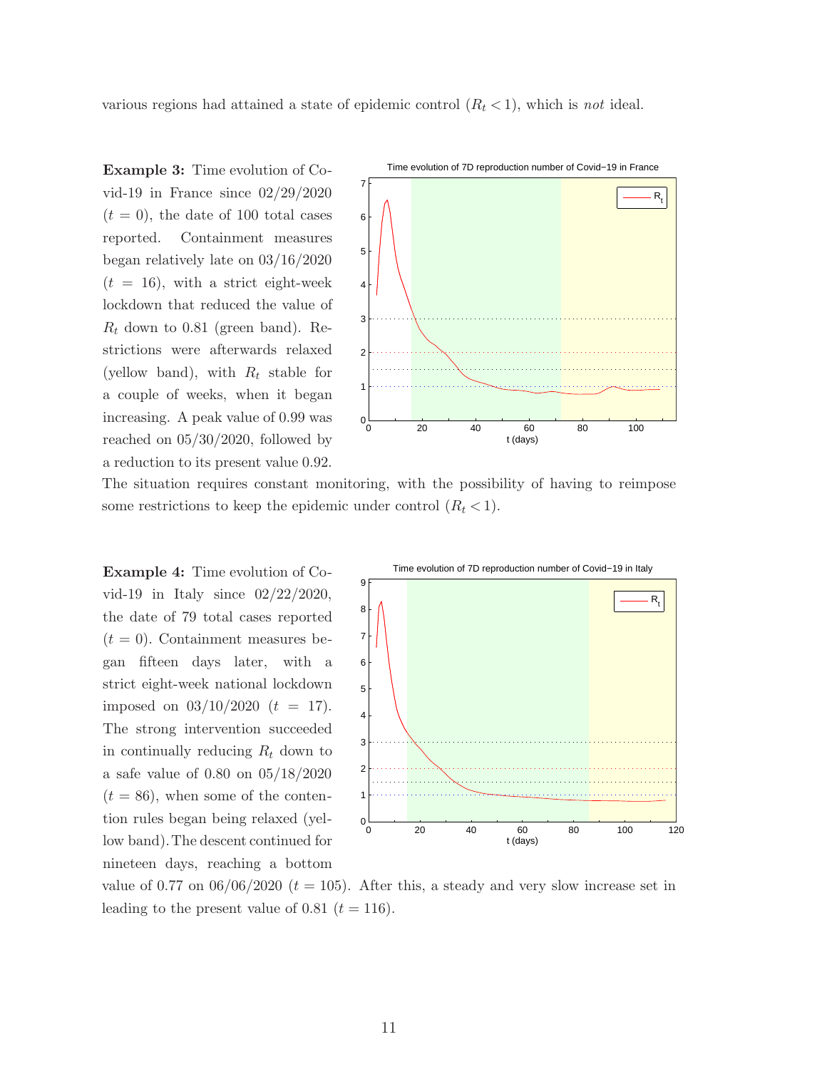various regions had attained a state of epidemic control ($R_t < 1$), which is *not* ideal.

**Example 3:** Time evolution of Covid-19 in France since 02/29/2020 ($t = 0$), the date of 100 total cases reported. Containment measures began relatively late on 03/16/2020 ($t = 16$), with a strict eight-week lockdown that reduced the value of $R_t$ down to 0.81 (green band). Restrictions were afterwards relaxed (yellow band), with $R_t$ stable for a couple of weeks, when it began increasing. A peak value of 0.99 was reached on 05/30/2020, followed by a reduction to its present value 0.92. The situation requires constant monitoring, with the possibility of having to reimpose some restrictions to keep the epidemic under control ($R_t < 1$).

**Example 4:** Time evolution of Covid-19 in Italy since 02/22/2020, the date of 79 total cases reported ($t = 0$). Containment measures began fifteen days later, with a strict eight-week national lockdown imposed on 03/10/2020 ($t = 17$). The strong intervention succeeded in continually reducing $R_t$ down to a safe value of 0.80 on 05/18/2020 ($t = 86$), when some of the contention rules began being relaxed (yellow band). The descent continued for nineteen days, reaching a bottom value of 0.77 on 06/06/2020 ($t = 105$). After this, a steady and very slow increase set in leading to the present value of 0.81 ($t = 116$).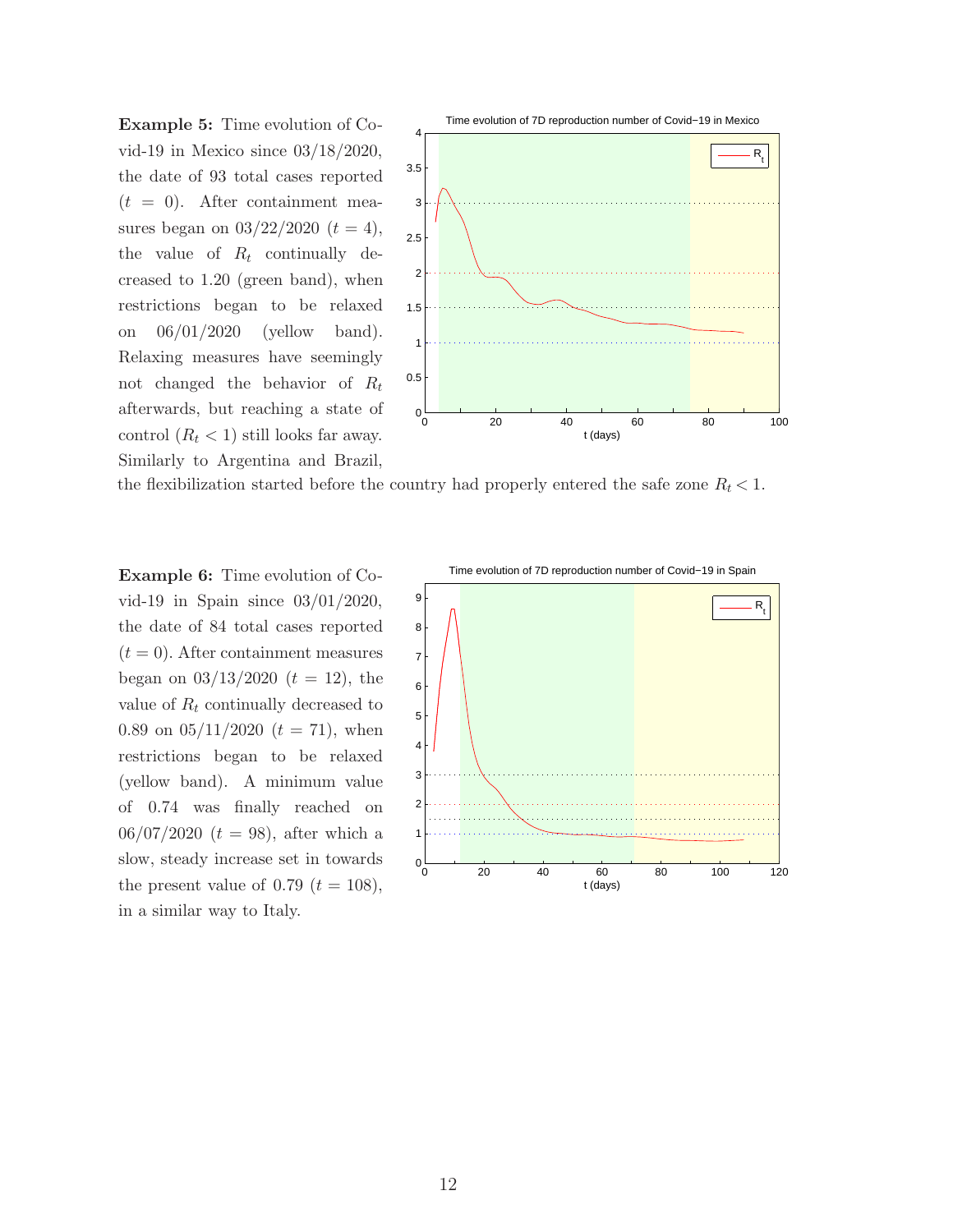**Example 5:** Time evolution of Covid-19 in Mexico since 03/18/2020, the date of 93 total cases reported ($t = 0$). After containment measures began on 03/22/2020 ($t = 4$), the value of $R_t$ continually decreased to 1.20 (green band), when restrictions began to be relaxed on 06/01/2020 (yellow band). Relaxing measures have seemingly not changed the behavior of $R_t$ afterwards, but reaching a state of control ($R_t < 1$) still looks far away. Similarly to Argentina and Brazil, the flexibilization started before the country had properly entered the safe zone $R_t < 1$.

**Example 6:** Time evolution of Covid-19 in Spain since 03/01/2020, the date of 84 total cases reported ($t = 0$). After containment measures began on 03/13/2020 ($t = 12$), the value of $R_t$ continually decreased to 0.89 on 05/11/2020 ($t = 71$), when restrictions began to be relaxed (yellow band). A minimum value of 0.74 was finally reached on 06/07/2020 ($t = 98$), after which a slow, steady increase set in towards the present value of 0.79 ($t = 108$), in a similar way to Italy.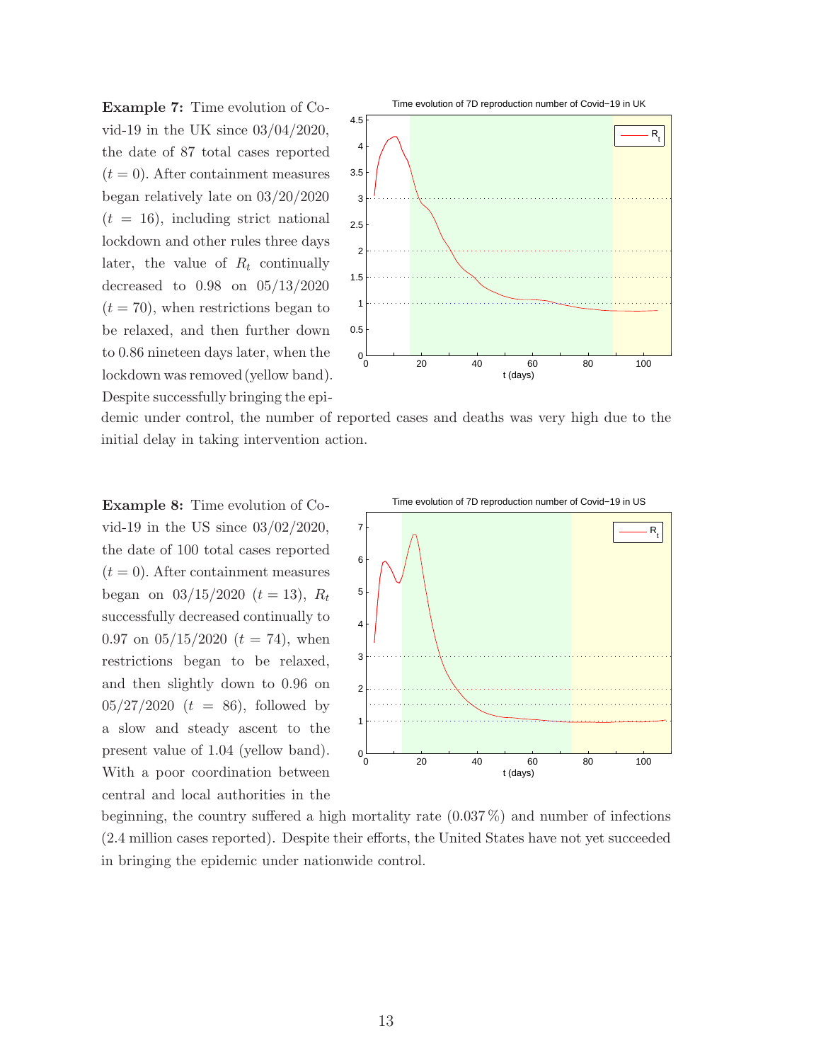**Example 7:** Time evolution of Covid-19 in the UK since 03/04/2020, the date of 87 total cases reported ($t = 0$). After containment measures began relatively late on 03/20/2020 ($t = 16$), including strict national lockdown and other rules three days later, the value of $R_t$ continually decreased to 0.98 on 05/13/2020 ($t = 70$), when restrictions began to be relaxed, and then further down to 0.86 nineteen days later, when the lockdown was removed (yellow band). Despite successfully bringing the epidemic under control, the number of reported cases and deaths was very high due to the initial delay in taking intervention action.

**Example 8:** Time evolution of Covid-19 in the US since 03/02/2020, the date of 100 total cases reported ($t = 0$). After containment measures began on 03/15/2020 ($t = 13$), $R_t$ successfully decreased continually to 0.97 on 05/15/2020 ($t = 74$), when restrictions began to be relaxed, and then slightly down to 0.96 on 05/27/2020 ($t = 86$), followed by a slow and steady ascent to the present value of 1.04 (yellow band). With a poor coordination between central and local authorities in the beginning, the country suffered a high mortality rate (0.037 %) and number of infections (2.4 million cases reported). Despite their efforts, the United States have not yet succeeded in bringing the epidemic under nationwide control.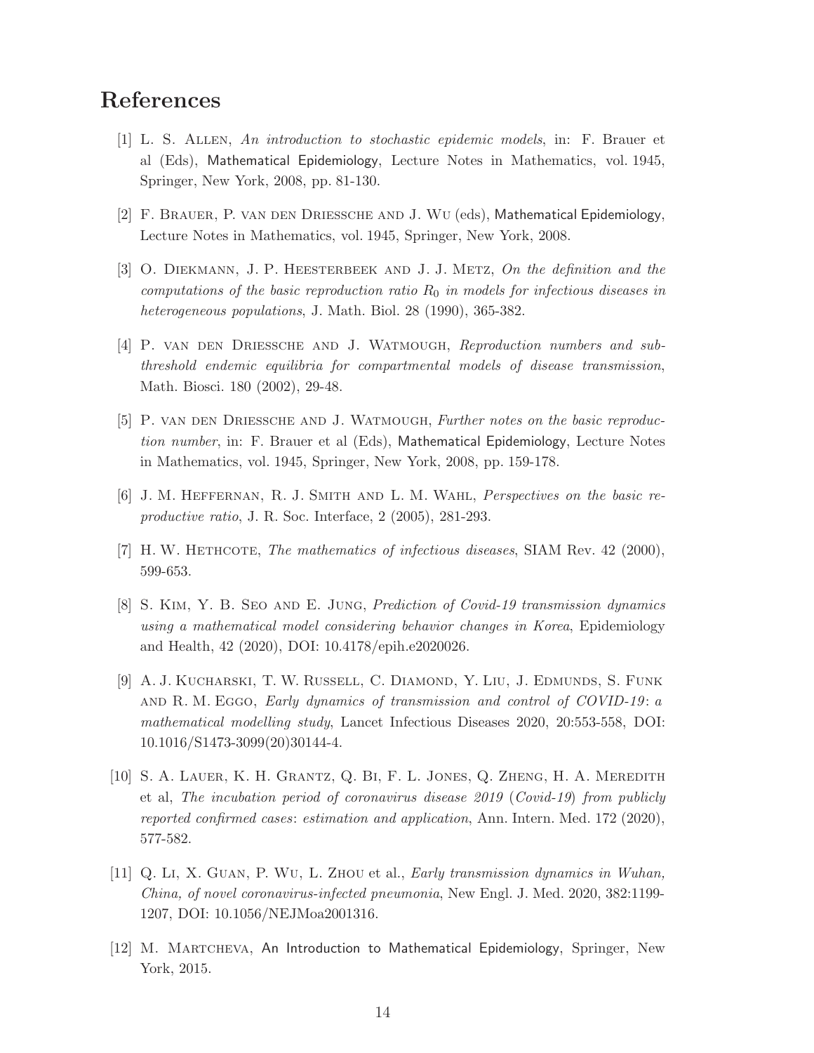# References

[1] L. S. Allen, *An introduction to stochastic epidemic models*, in: F. Brauer et al (Eds), Mathematical Epidemiology, Lecture Notes in Mathematics, vol. 1945, Springer, New York, 2008, pp. 81-130.

[2] F. Brauer, P. van den Driessche and J. Wu (eds), Mathematical Epidemiology, Lecture Notes in Mathematics, vol. 1945, Springer, New York, 2008.

[3] O. Diekmann, J. P. Heesterbeek and J. J. Metz, *On the definition and the computations of the basic reproduction ratio $R_0$ in models for infectious diseases in heterogeneous populations*, J. Math. Biol. 28 (1990), 365-382.

[4] P. van den Driessche and J. Watmough, *Reproduction numbers and sub-threshold endemic equilibria for compartmental models of disease transmission*, Math. Biosci. 180 (2002), 29-48.

[5] P. van den Driessche and J. Watmough, *Further notes on the basic reproduction number*, in: F. Brauer et al (Eds), Mathematical Epidemiology, Lecture Notes in Mathematics, vol. 1945, Springer, New York, 2008, pp. 159-178.

[6] J. M. Heffernan, R. J. Smith and L. M. Wahl, *Perspectives on the basic reproductive ratio*, J. R. Soc. Interface, 2 (2005), 281-293.

[7] H. W. Hethcote, *The mathematics of infectious diseases*, SIAM Rev. 42 (2000), 599-653.

[8] S. Kim, Y. B. Seo and E. Jung, *Prediction of Covid-19 transmission dynamics using a mathematical model considering behavior changes in Korea*, Epidemiology and Health, 42 (2020), DOI: 10.4178/epih.e2020026.

[9] A. J. Kucharski, T. W. Russell, C. Diamond, Y. Liu, J. Edmunds, S. Funk and R. M. Eggo, *Early dynamics of transmission and control of COVID-19: a mathematical modelling study*, Lancet Infectious Diseases 2020, 20:553-558, DOI: 10.1016/S1473-3099(20)30144-4.

[10] S. A. Lauer, K. H. Grantz, Q. Bi, F. L. Jones, Q. Zheng, H. A. Meredith et al, *The incubation period of coronavirus disease 2019 (Covid-19) from publicly reported confirmed cases: estimation and application*, Ann. Intern. Med. 172 (2020), 577-582.

[11] Q. Li, X. Guan, P. Wu, L. Zhou et al., *Early transmission dynamics in Wuhan, China, of novel coronavirus-infected pneumonia*, New Engl. J. Med. 2020, 382:1199-1207, DOI: 10.1056/NEJMoa2001316.

[12] M. Martcheva, An Introduction to Mathematical Epidemiology, Springer, New York, 2015.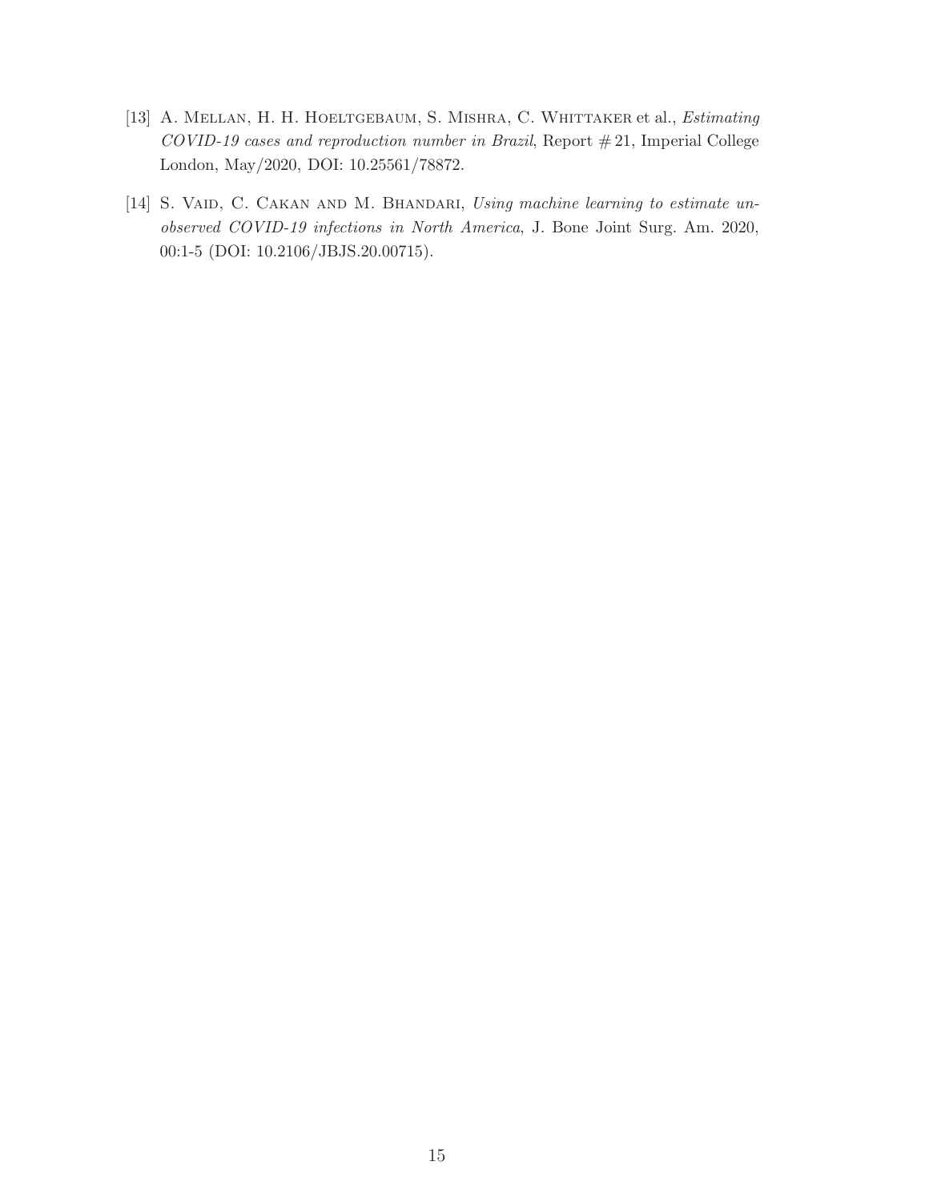[13] A. Mellan, H. H. Hoeltgebaum, S. Mishra, C. Whittaker et al., *Estimating COVID-19 cases and reproduction number in Brazil*, Report # 21, Imperial College London, May/2020, DOI: 10.25561/78872.

[14] S. Vaid, C. Cakan and M. Bhandari, *Using machine learning to estimate unobserved COVID-19 infections in North America*, J. Bone Joint Surg. Am. 2020, 00:1-5 (DOI: 10.2106/JBJS.20.00715).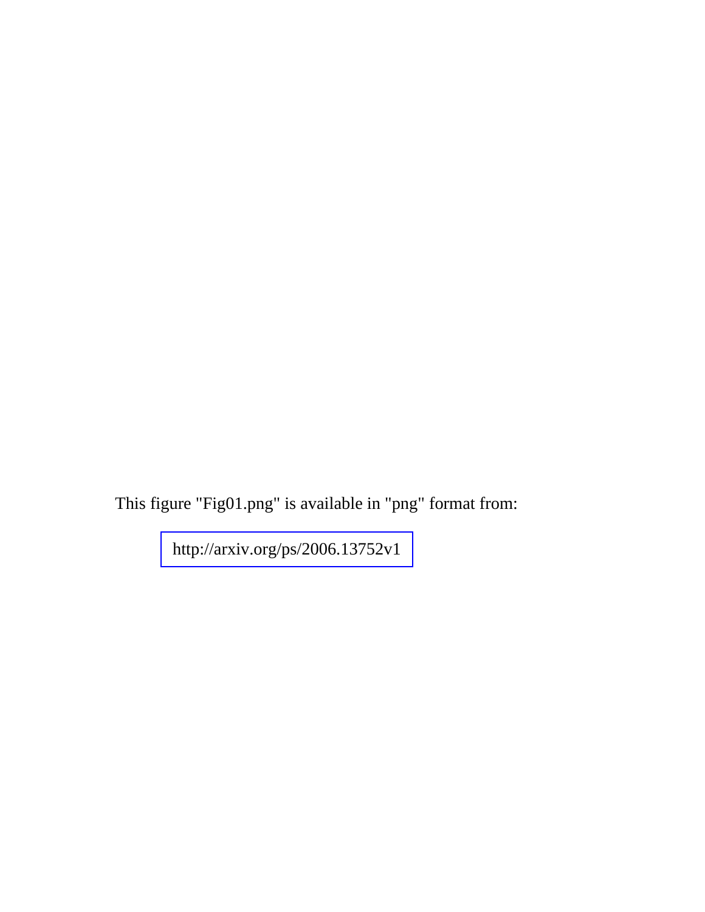This figure "Fig01.png" is available in "png" format from:

http://arxiv.org/ps/2006.13752v1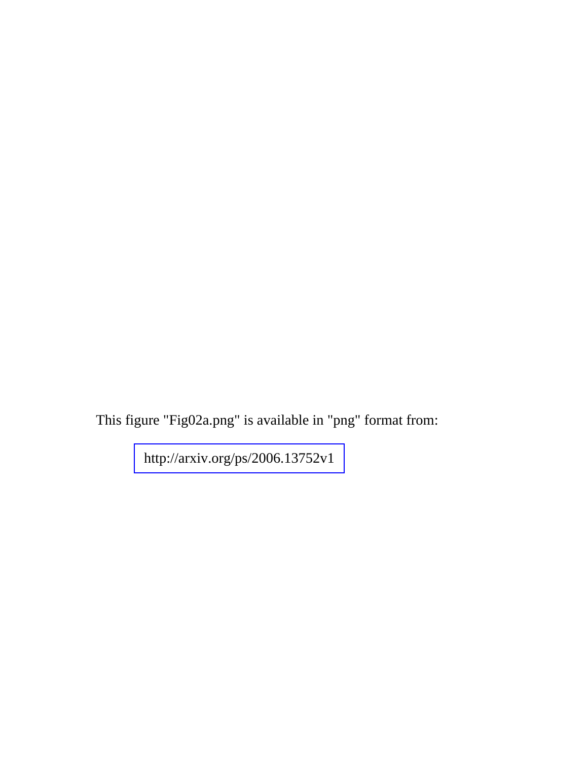This figure "Fig02a.png" is available in "png" format from:

http://arxiv.org/ps/2006.13752v1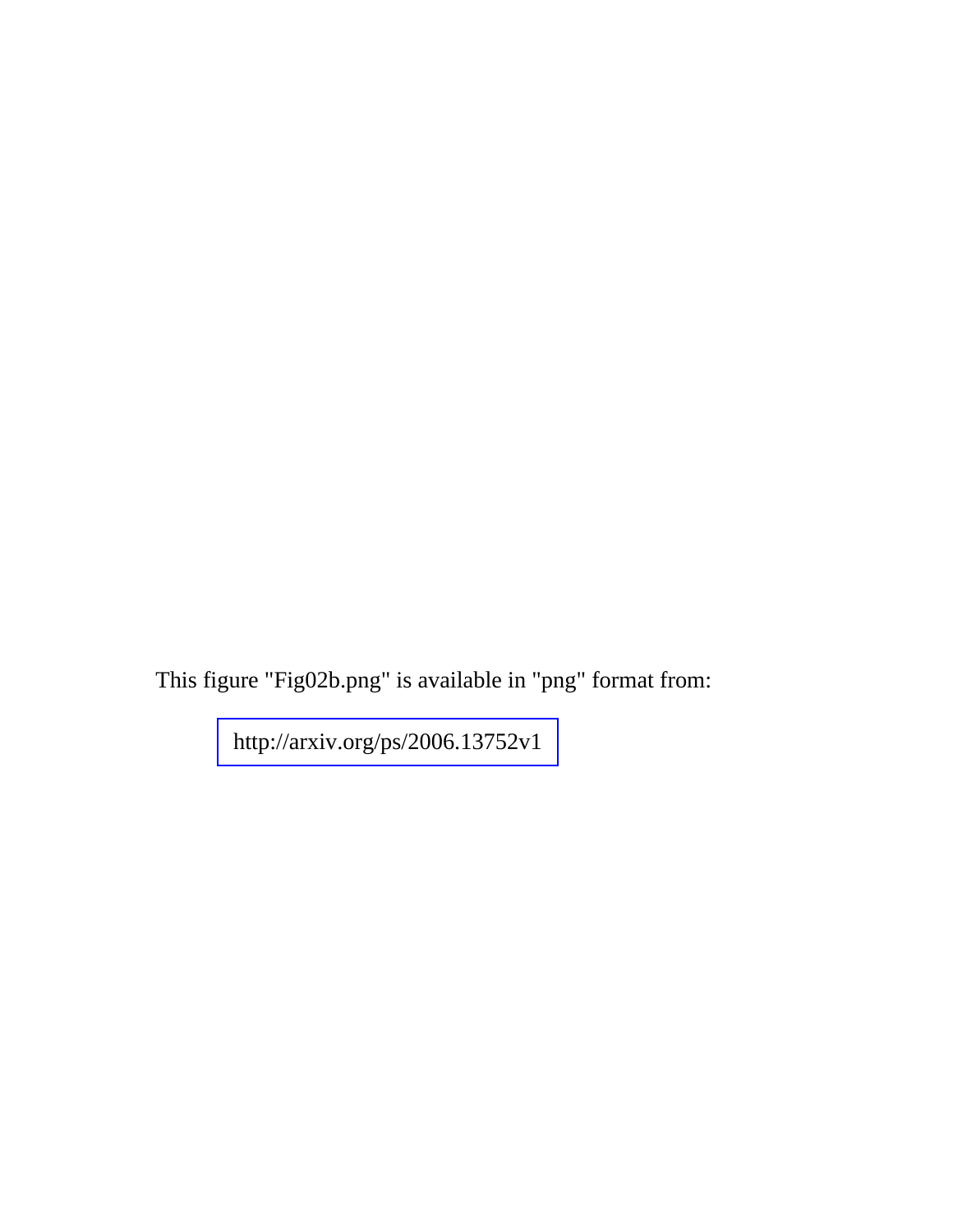This figure "Fig02b.png" is available in "png" format from:

http://arxiv.org/ps/2006.13752v1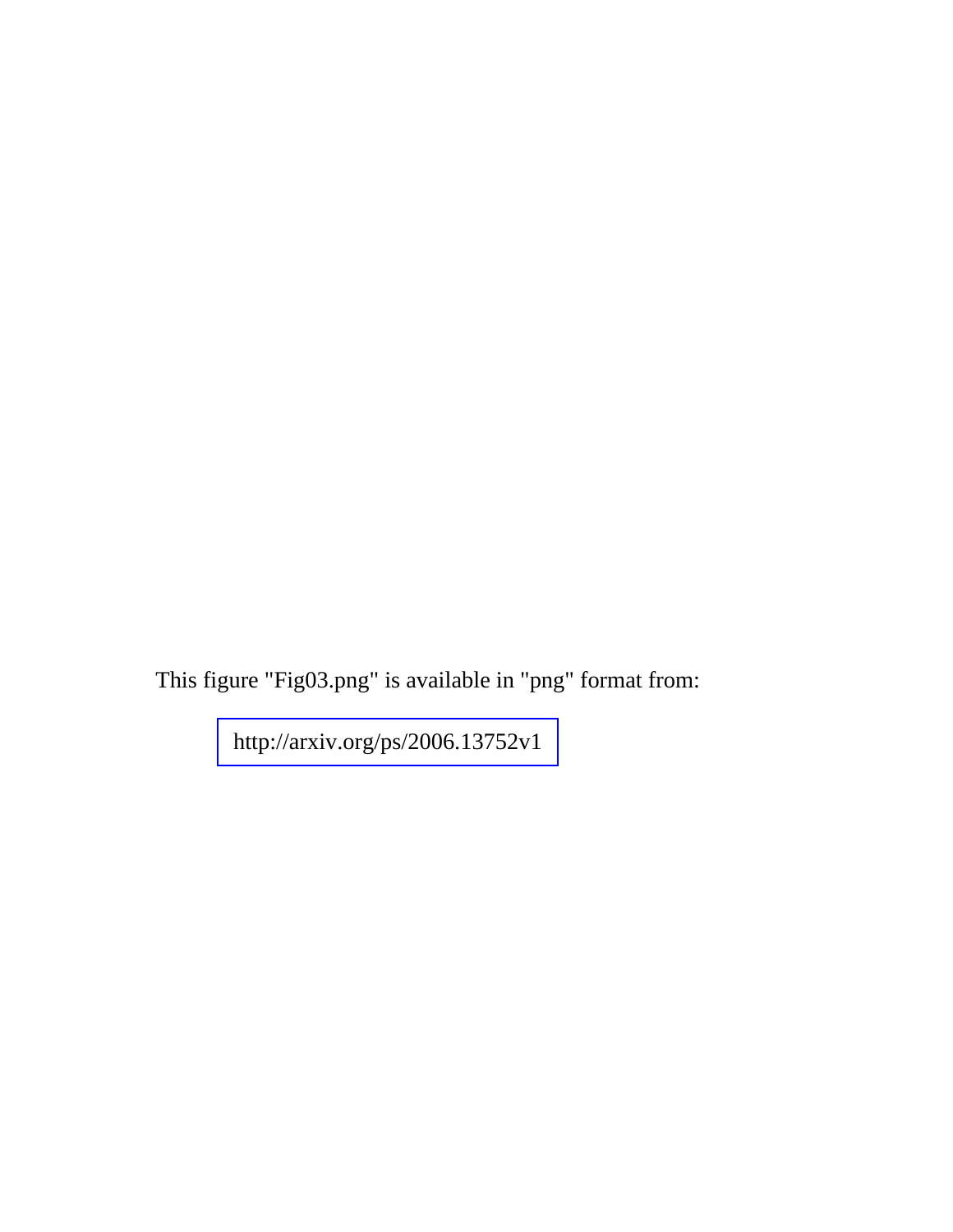This figure "Fig03.png" is available in "png" format from:

http://arxiv.org/ps/2006.13752v1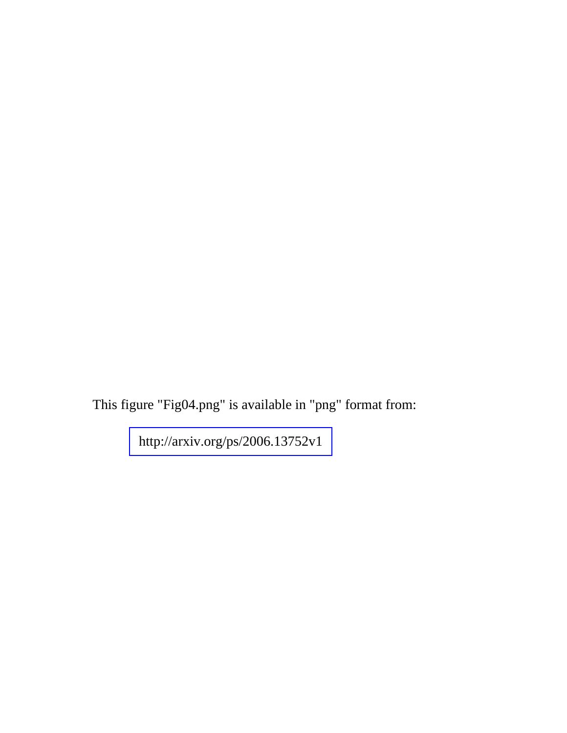This figure "Fig04.png" is available in "png" format from:

http://arxiv.org/ps/2006.13752v1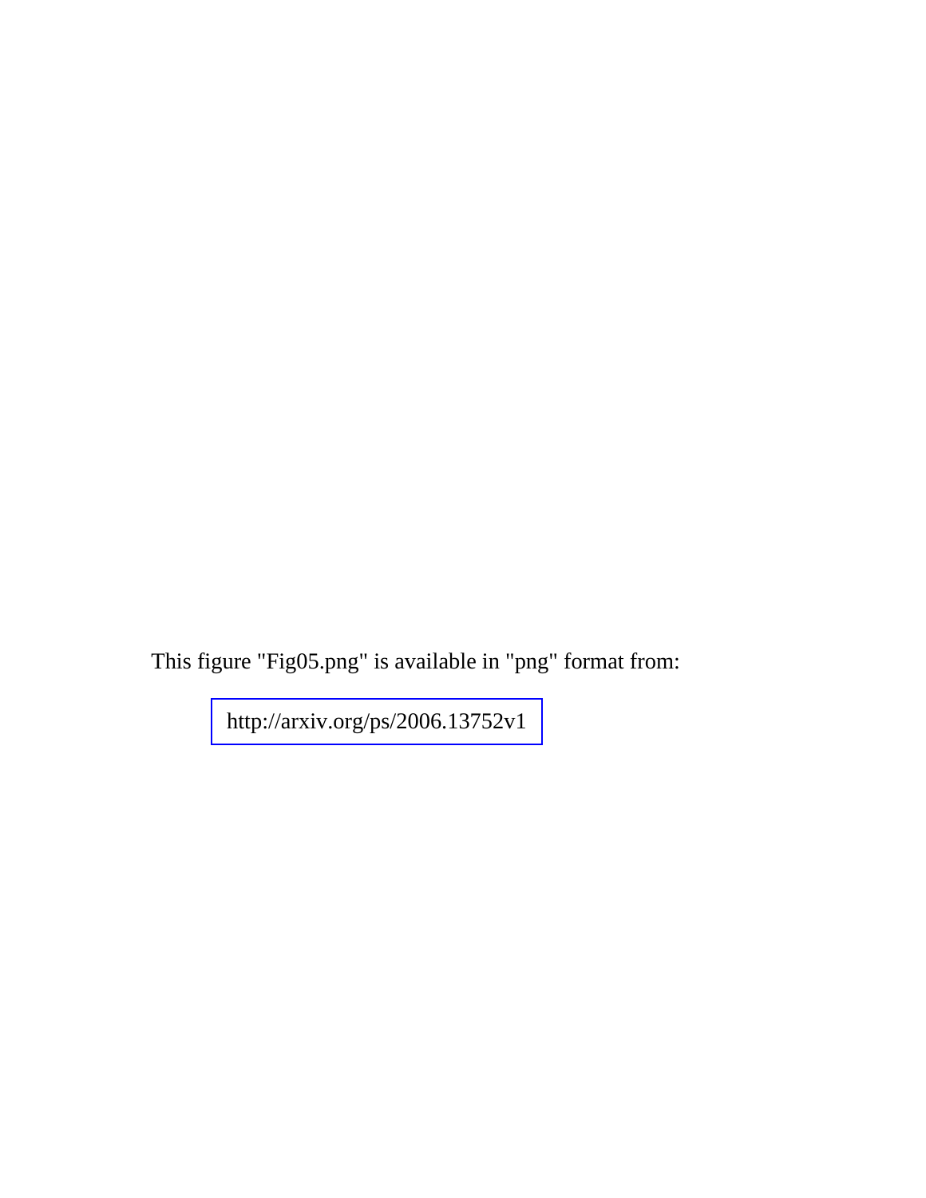This figure "Fig05.png" is available in "png" format from:

http://arxiv.org/ps/2006.13752v1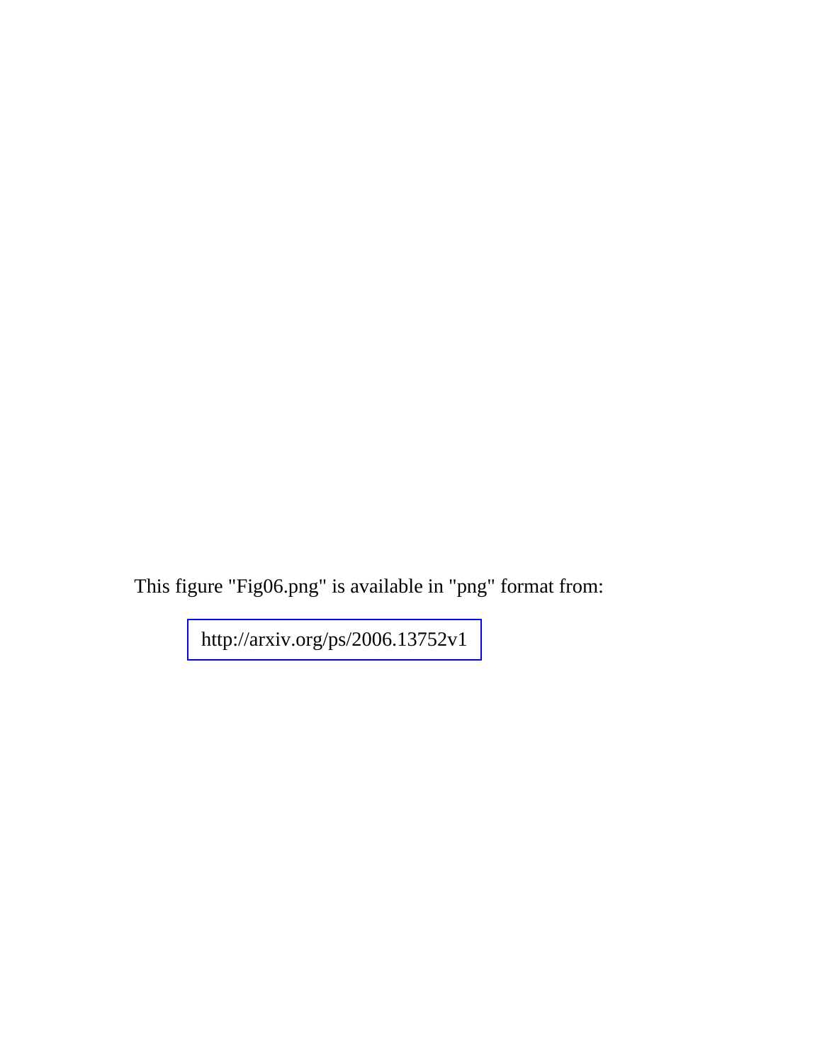This figure "Fig06.png" is available in "png" format from:

http://arxiv.org/ps/2006.13752v1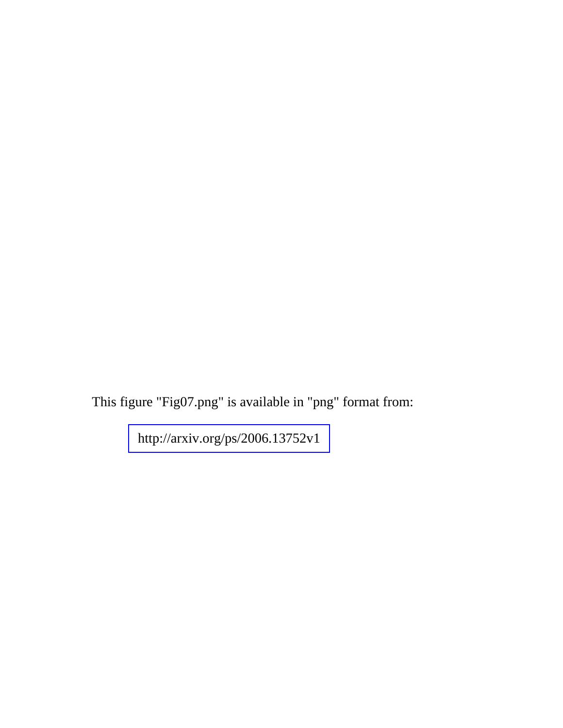This figure "Fig07.png" is available in "png" format from:

http://arxiv.org/ps/2006.13752v1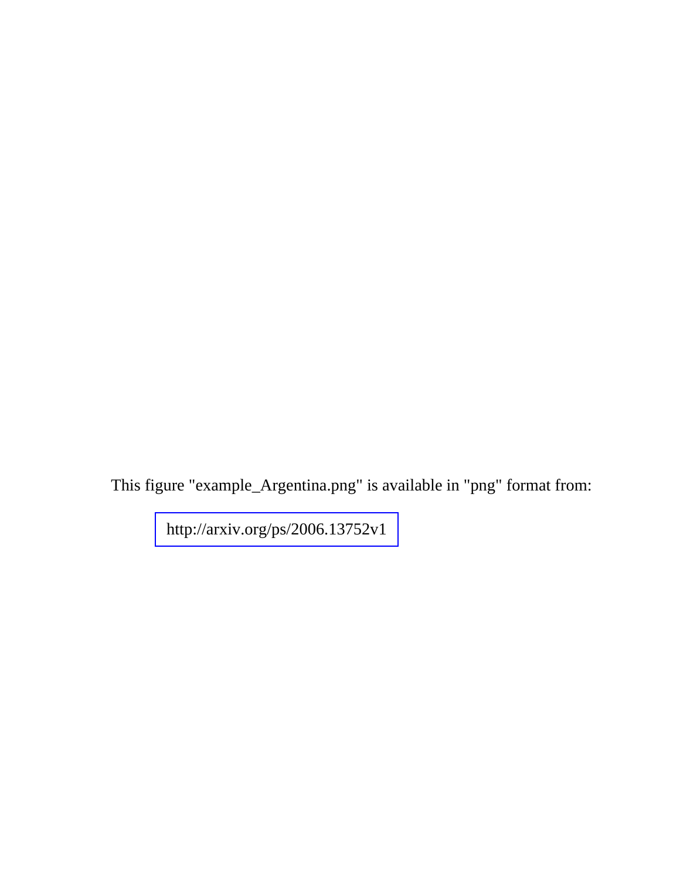This figure "example_Argentina.png" is available in "png" format from:

http://arxiv.org/ps/2006.13752v1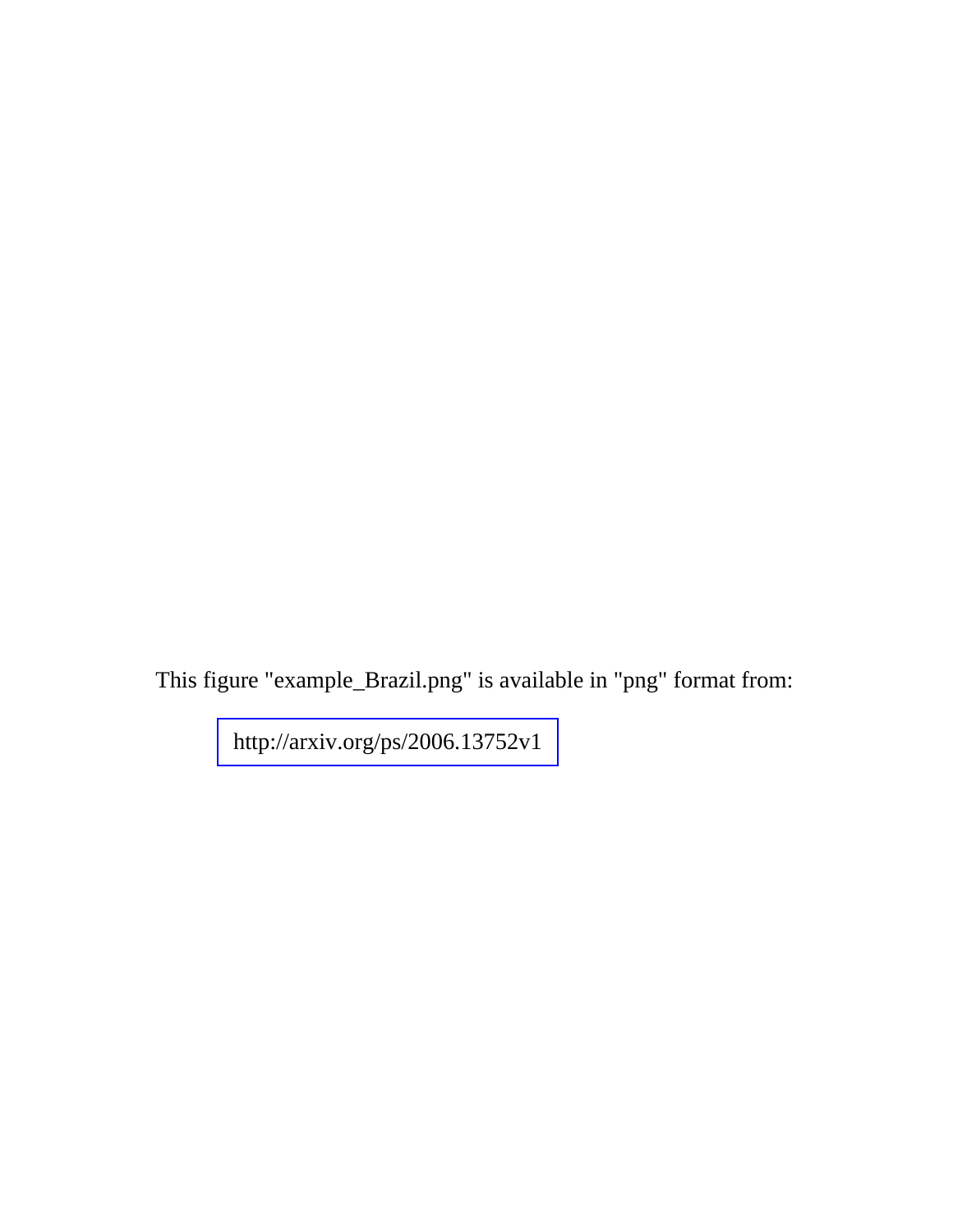This figure "example_Brazil.png" is available in "png" format from:

http://arxiv.org/ps/2006.13752v1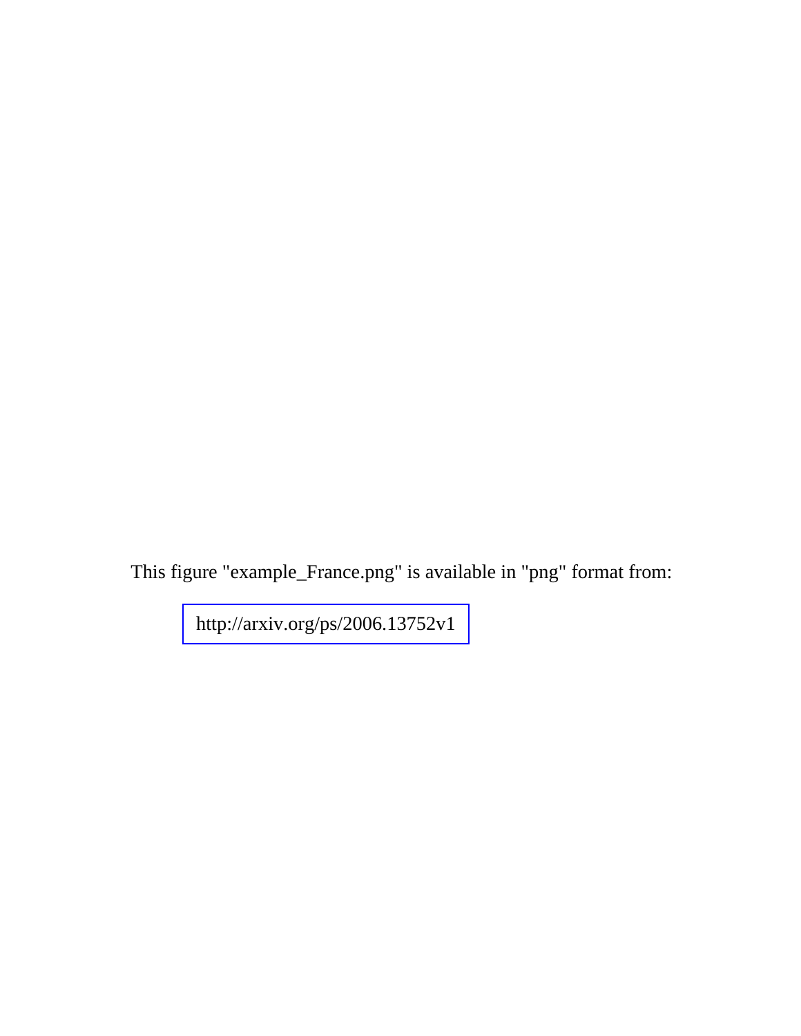This figure "example_France.png" is available in "png" format from:

http://arxiv.org/ps/2006.13752v1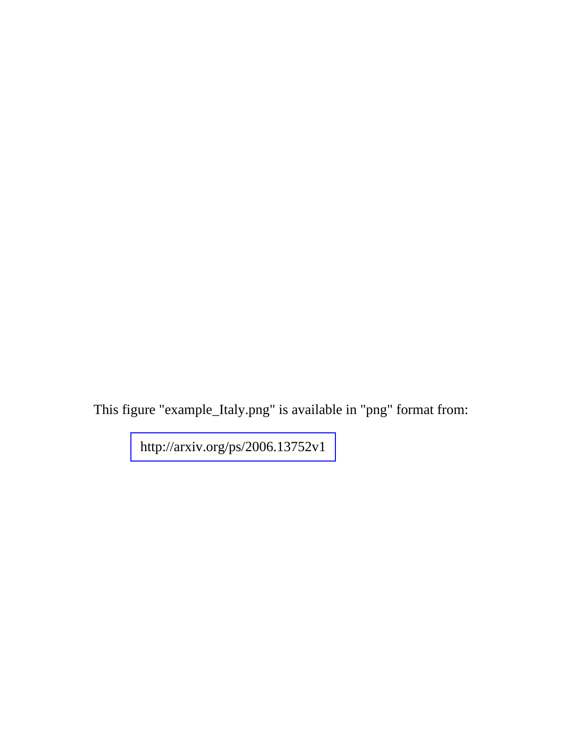This figure "example_Italy.png" is available in "png" format from:

http://arxiv.org/ps/2006.13752v1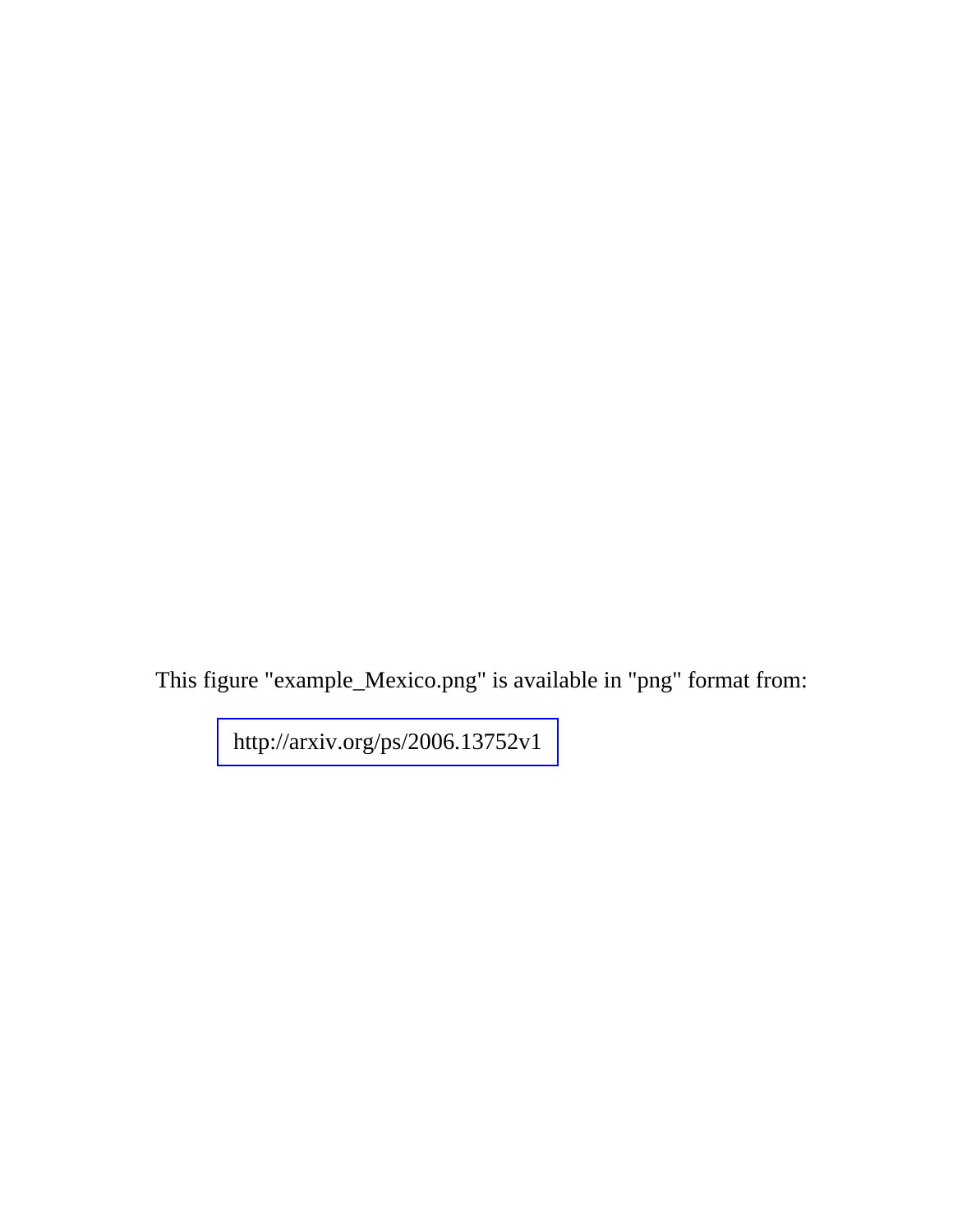This figure "example_Mexico.png" is available in "png" format from:

http://arxiv.org/ps/2006.13752v1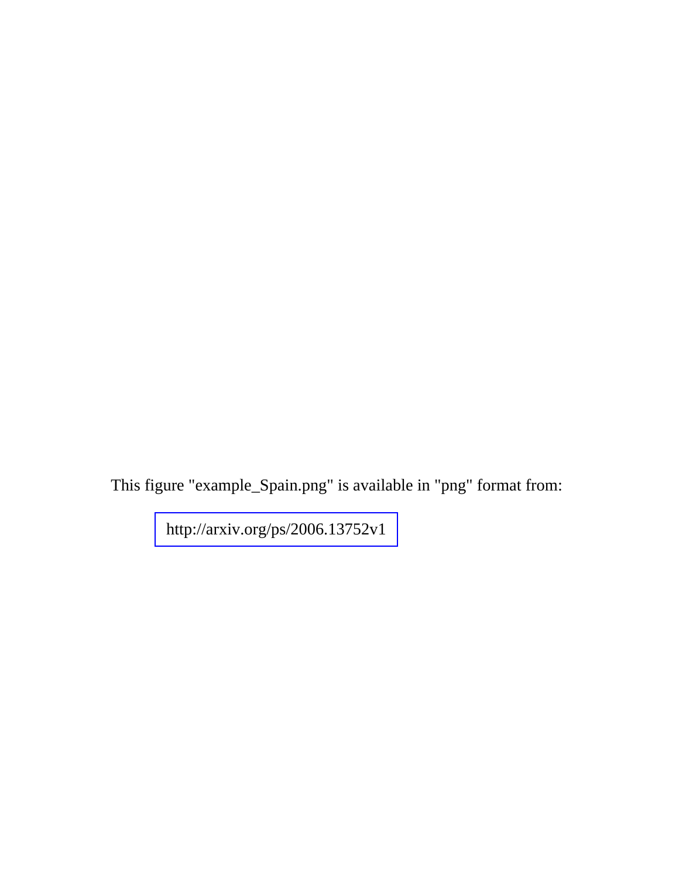This figure "example_Spain.png" is available in "png" format from:

http://arxiv.org/ps/2006.13752v1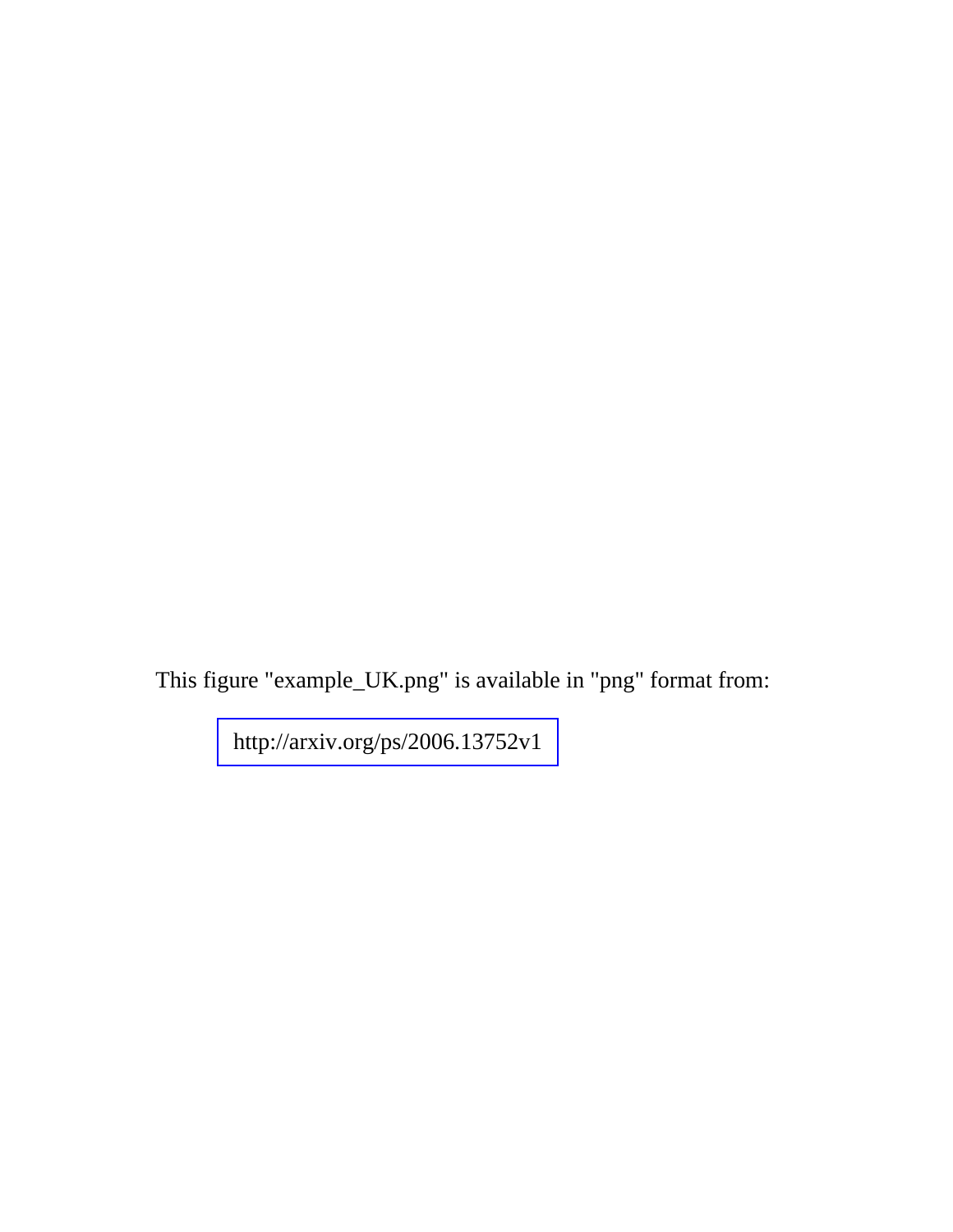This figure "example_UK.png" is available in "png" format from:

http://arxiv.org/ps/2006.13752v1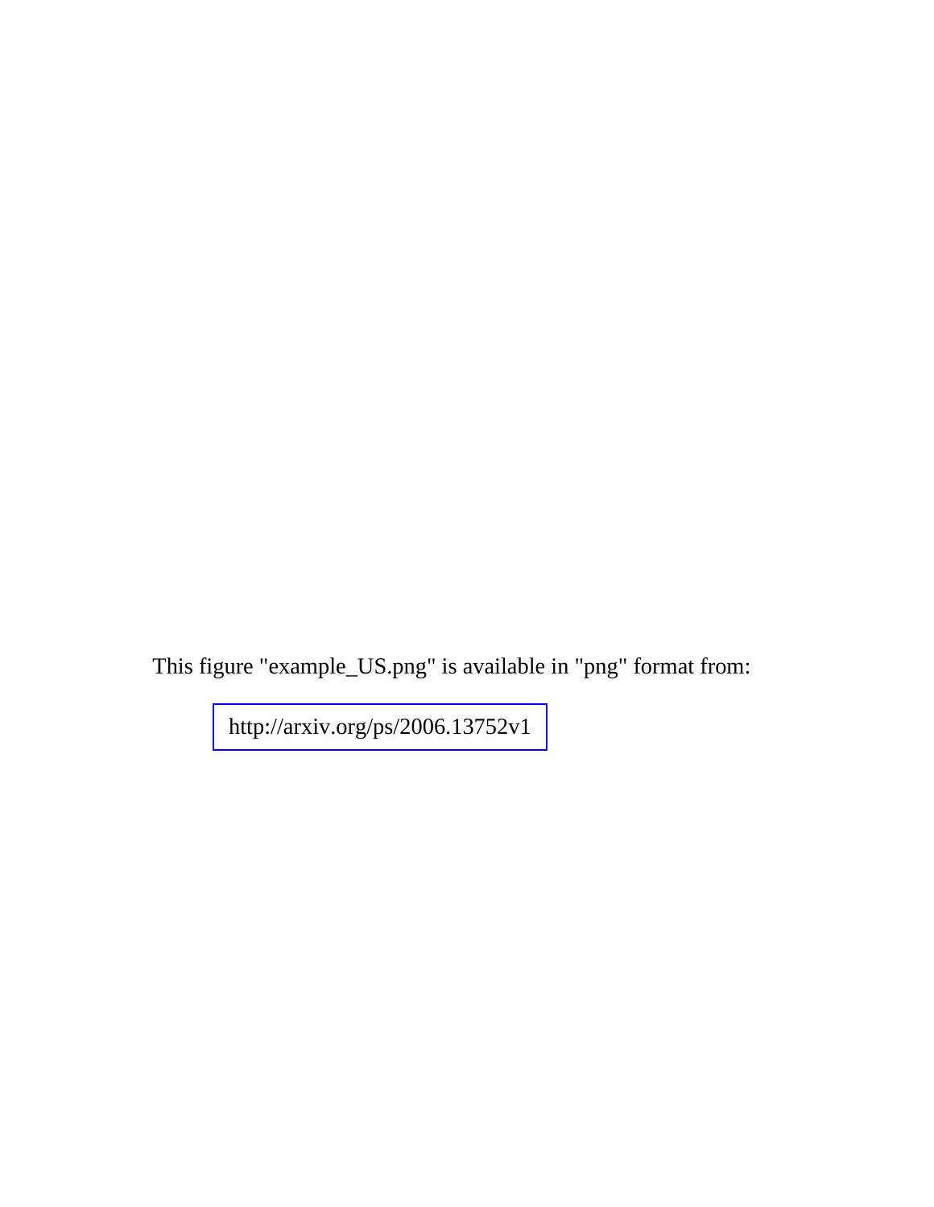This figure "example_US.png" is available in "png" format from:

http://arxiv.org/ps/2006.13752v1